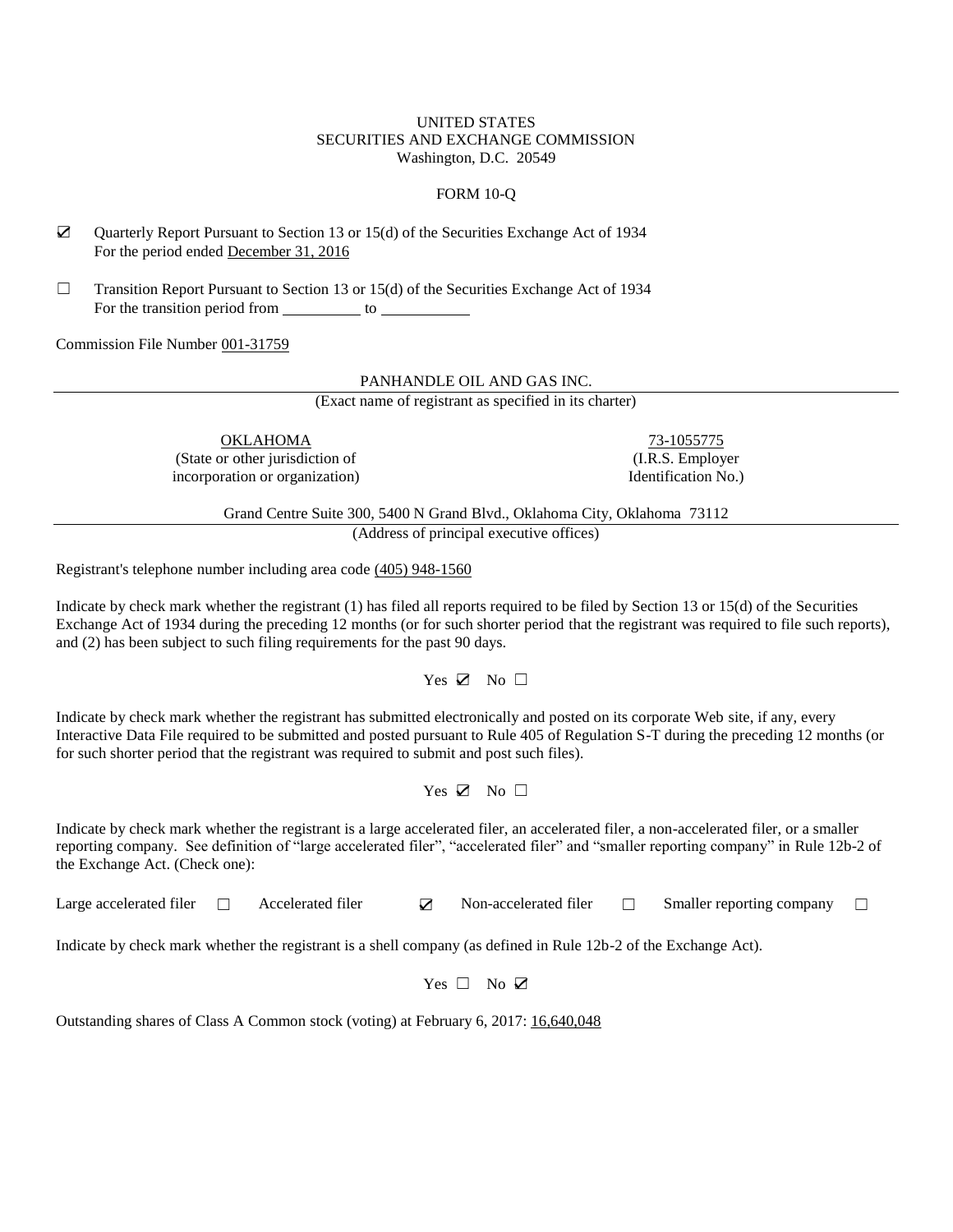UNITED STATES
SECURITIES AND EXCHANGE COMMISSION
Washington, D.C. 20549

FORM 10-Q

☑ Quarterly Report Pursuant to Section 13 or 15(d) of the Securities Exchange Act of 1934
For the period ended December 31, 2016

☐ Transition Report Pursuant to Section 13 or 15(d) of the Securities Exchange Act of 1934
For the transition period from __________ to __________

Commission File Number 001-31759

PANHANDLE OIL AND GAS INC.
(Exact name of registrant as specified in its charter)

| OKLAHOMA | 73-1055775 |
|---|---|
| (State or other jurisdiction of incorporation or organization) | (I.R.S. Employer Identification No.) |

Grand Centre Suite 300, 5400 N Grand Blvd., Oklahoma City, Oklahoma 73112
(Address of principal executive offices)

Registrant's telephone number including area code (405) 948-1560

Indicate by check mark whether the registrant (1) has filed all reports required to be filed by Section 13 or 15(d) of the Securities Exchange Act of 1934 during the preceding 12 months (or for such shorter period that the registrant was required to file such reports), and (2) has been subject to such filing requirements for the past 90 days.

Yes ☑ No ☐

Indicate by check mark whether the registrant has submitted electronically and posted on its corporate Web site, if any, every Interactive Data File required to be submitted and posted pursuant to Rule 405 of Regulation S-T during the preceding 12 months (or for such shorter period that the registrant was required to submit and post such files).

Yes ☑ No ☐

Indicate by check mark whether the registrant is a large accelerated filer, an accelerated filer, a non-accelerated filer, or a smaller reporting company. See definition of "large accelerated filer", "accelerated filer" and "smaller reporting company" in Rule 12b-2 of the Exchange Act. (Check one):

Large accelerated filer ☐ Accelerated filer ☑ Non-accelerated filer ☐ Smaller reporting company ☐

Indicate by check mark whether the registrant is a shell company (as defined in Rule 12b-2 of the Exchange Act).

Yes ☐ No ☑

Outstanding shares of Class A Common stock (voting) at February 6, 2017: 16,640,048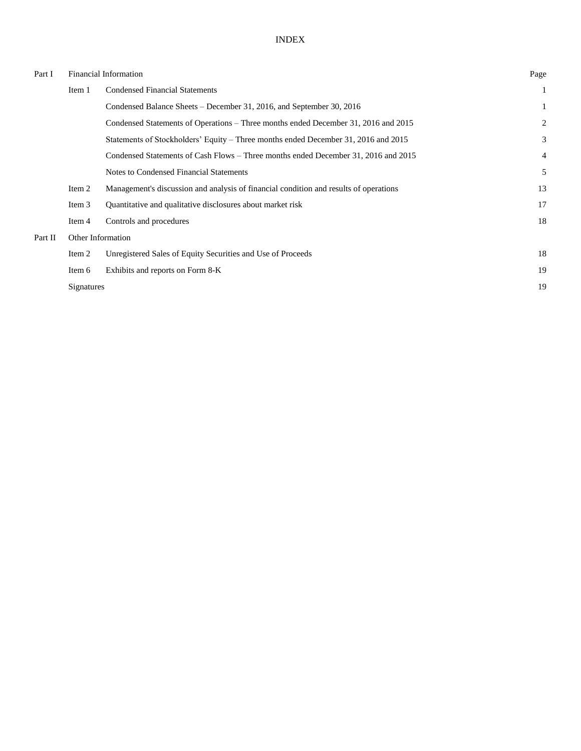# INDEX

| | | | Page |
|---|---|---|---|
| Part I | Financial Information | | |
| | Item 1 | Condensed Financial Statements | 1 |
| | | Condensed Balance Sheets – December 31, 2016, and September 30, 2016 | 1 |
| | | Condensed Statements of Operations – Three months ended December 31, 2016 and 2015 | 2 |
| | | Statements of Stockholders' Equity – Three months ended December 31, 2016 and 2015 | 3 |
| | | Condensed Statements of Cash Flows – Three months ended December 31, 2016 and 2015 | 4 |
| | | Notes to Condensed Financial Statements | 5 |
| | Item 2 | Management's discussion and analysis of financial condition and results of operations | 13 |
| | Item 3 | Quantitative and qualitative disclosures about market risk | 17 |
| | Item 4 | Controls and procedures | 18 |
| Part II | Other Information | | |
| | Item 2 | Unregistered Sales of Equity Securities and Use of Proceeds | 18 |
| | Item 6 | Exhibits and reports on Form 8-K | 19 |
| | Signatures | | 19 |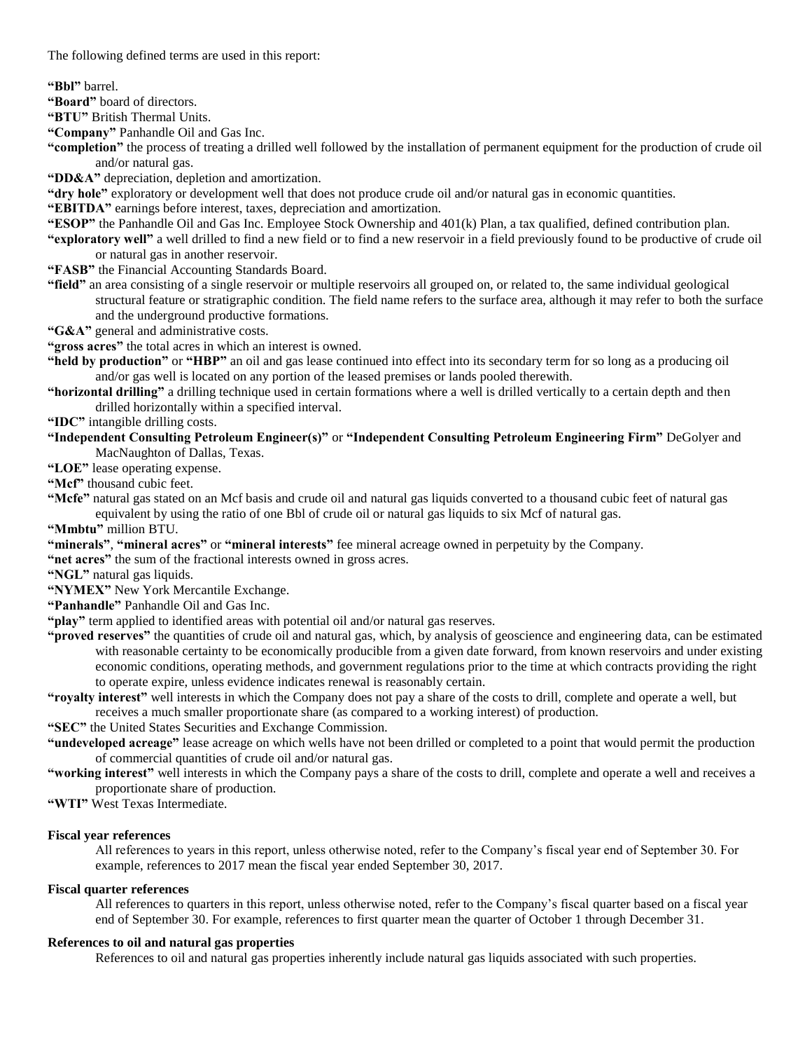The following defined terms are used in this report:

**"Bbl"** barrel.

**"Board"** board of directors.

**"BTU"** British Thermal Units.

**"Company"** Panhandle Oil and Gas Inc.

**"completion"** the process of treating a drilled well followed by the installation of permanent equipment for the production of crude oil and/or natural gas.

**"DD&A"** depreciation, depletion and amortization.

**"dry hole"** exploratory or development well that does not produce crude oil and/or natural gas in economic quantities.

**"EBITDA"** earnings before interest, taxes, depreciation and amortization.

**"ESOP"** the Panhandle Oil and Gas Inc. Employee Stock Ownership and 401(k) Plan, a tax qualified, defined contribution plan.

**"exploratory well"** a well drilled to find a new field or to find a new reservoir in a field previously found to be productive of crude oil or natural gas in another reservoir.

**"FASB"** the Financial Accounting Standards Board.

**"field"** an area consisting of a single reservoir or multiple reservoirs all grouped on, or related to, the same individual geological structural feature or stratigraphic condition. The field name refers to the surface area, although it may refer to both the surface and the underground productive formations.

**"G&A"** general and administrative costs.

**"gross acres"** the total acres in which an interest is owned.

**"held by production"** or **"HBP"** an oil and gas lease continued into effect into its secondary term for so long as a producing oil and/or natural gas well is located on any portion of the leased premises or lands pooled therewith.

**"horizontal drilling"** a drilling technique used in certain formations where a well is drilled vertically to a certain depth and then drilled horizontally within a specified interval.

**"IDC"** intangible drilling costs.

**"Independent Consulting Petroleum Engineer(s)"** or **"Independent Consulting Petroleum Engineering Firm"** DeGolyer and MacNaughton of Dallas, Texas.

**"LOE"** lease operating expense.

**"Mcf"** thousand cubic feet.

**"Mcfe"** natural gas stated on an Mcf basis and crude oil and natural gas liquids converted to a thousand cubic feet of natural gas equivalent by using the ratio of one Bbl of crude oil or natural gas liquids to six Mcf of natural gas.

**"Mmbtu"** million BTU.

**"minerals"**, **"mineral acres"** or **"mineral interests"** fee mineral acreage owned in perpetuity by the Company.

**"net acres"** the sum of the fractional interests owned in gross acres.

**"NGL"** natural gas liquids.

**"NYMEX"** New York Mercantile Exchange.

**"Panhandle"** Panhandle Oil and Gas Inc.

**"play"** term applied to identified areas with potential oil and/or natural gas reserves.

**"proved reserves"** the quantities of crude oil and natural gas, which, by analysis of geoscience and engineering data, can be estimated with reasonable certainty to be economically producible from a given date forward, from known reservoirs and under existing economic conditions, operating methods, and government regulations prior to the time at which contracts providing the right to operate expire, unless evidence indicates renewal is reasonably certain.

**"royalty interest"** well interests in which the Company does not pay a share of the costs to drill, complete and operate a well, but receives a much smaller proportionate share (as compared to a working interest) of production.

**"SEC"** the United States Securities and Exchange Commission.

**"undeveloped acreage"** lease acreage on which wells have not been drilled or completed to a point that would permit the production of commercial quantities of crude oil and/or natural gas.

**"working interest"** well interests in which the Company pays a share of the costs to drill, complete and operate a well and receives a proportionate share of production.

**"WTI"** West Texas Intermediate.

**Fiscal year references**

All references to years in this report, unless otherwise noted, refer to the Company's fiscal year end of September 30. For example, references to 2017 mean the fiscal year ended September 30, 2017.

**Fiscal quarter references**

All references to quarters in this report, unless otherwise noted, refer to the Company's fiscal quarter based on a fiscal year end of September 30. For example, references to first quarter mean the quarter of October 1 through December 31.

**References to oil and natural gas properties**

References to oil and natural gas properties inherently include natural gas liquids associated with such properties.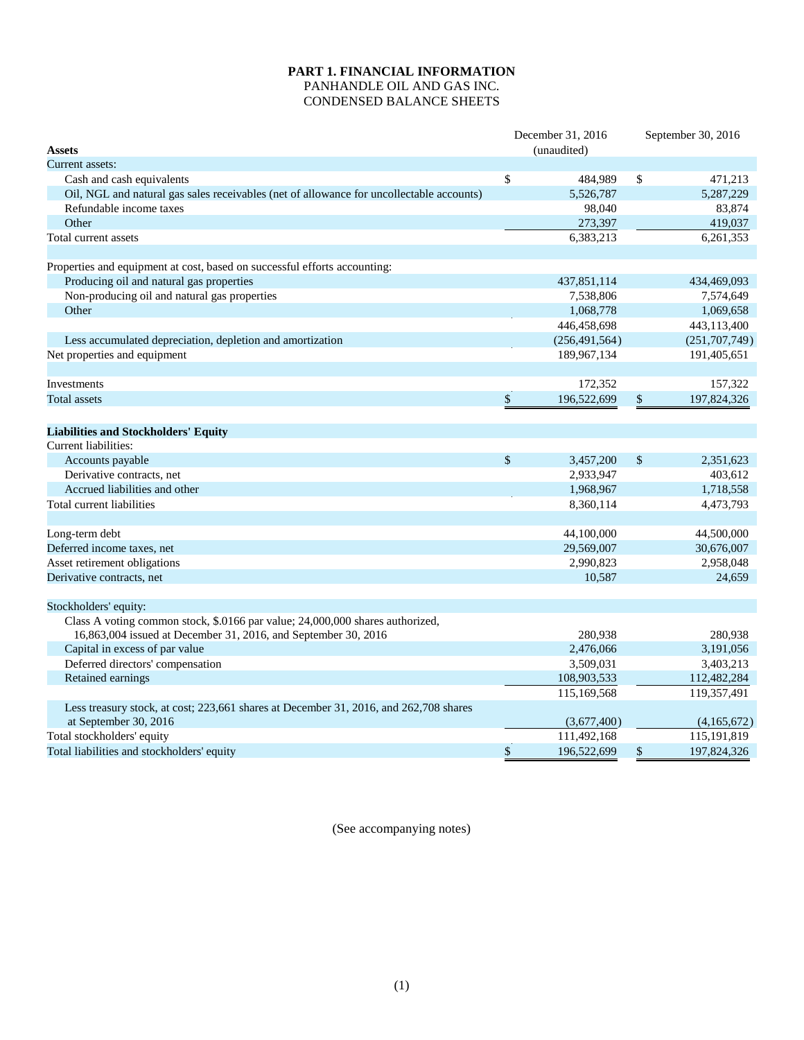**PART 1. FINANCIAL INFORMATION**

PANHANDLE OIL AND GAS INC.

CONDENSED BALANCE SHEETS

| Assets | December 31, 2016 (unaudited) | September 30, 2016 |
|---|---|---|
| Current assets: | | |
| Cash and cash equivalents | $ 484,989 | $ 471,213 |
| Oil, NGL and natural gas sales receivables (net of allowance for uncollectable accounts) | 5,526,787 | 5,287,229 |
| Refundable income taxes | 98,040 | 83,874 |
| Other | 273,397 | 419,037 |
| Total current assets | 6,383,213 | 6,261,353 |
| | | |
| Properties and equipment at cost, based on successful efforts accounting: | | |
| Producing oil and natural gas properties | 437,851,114 | 434,469,093 |
| Non-producing oil and natural gas properties | 7,538,806 | 7,574,649 |
| Other | 1,068,778 | 1,069,658 |
| | 446,458,698 | 443,113,400 |
| Less accumulated depreciation, depletion and amortization | (256,491,564) | (251,707,749) |
| Net properties and equipment | 189,967,134 | 191,405,651 |
| | | |
| Investments | 172,352 | 157,322 |
| Total assets | $ 196,522,699 | $ 197,824,326 |
| | | |
| **Liabilities and Stockholders' Equity** | | |
| Current liabilities: | | |
| Accounts payable | $ 3,457,200 | $ 2,351,623 |
| Derivative contracts, net | 2,933,947 | 403,612 |
| Accrued liabilities and other | 1,968,967 | 1,718,558 |
| Total current liabilities | 8,360,114 | 4,473,793 |
| | | |
| Long-term debt | 44,100,000 | 44,500,000 |
| Deferred income taxes, net | 29,569,007 | 30,676,007 |
| Asset retirement obligations | 2,990,823 | 2,958,048 |
| Derivative contracts, net | 10,587 | 24,659 |
| | | |
| Stockholders' equity: | | |
| Class A voting common stock, $.0166 par value; 24,000,000 shares authorized, 16,863,004 issued at December 31, 2016, and September 30, 2016 | 280,938 | 280,938 |
| Capital in excess of par value | 2,476,066 | 3,191,056 |
| Deferred directors' compensation | 3,509,031 | 3,403,213 |
| Retained earnings | 108,903,533 | 112,482,284 |
| | 115,169,568 | 119,357,491 |
| Less treasury stock, at cost; 223,661 shares at December 31, 2016, and 262,708 shares at September 30, 2016 | (3,677,400) | (4,165,672) |
| Total stockholders' equity | 111,492,168 | 115,191,819 |
| Total liabilities and stockholders' equity | $ 196,522,699 | $ 197,824,326 |

(See accompanying notes)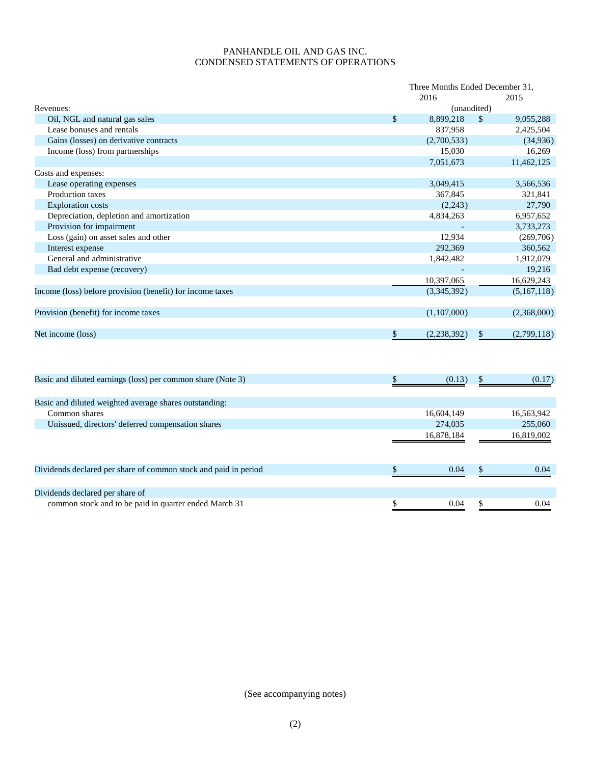# PANHANDLE OIL AND GAS INC.
## CONDENSED STATEMENTS OF OPERATIONS

| | Three Months Ended December 31, 2016 | Three Months Ended December 31, 2015 |
|---|---|---|
| | (unaudited) | |
| **Revenues:** | | |
| Oil, NGL and natural gas sales | $ 8,899,218 | $ 9,055,288 |
| Lease bonuses and rentals | 837,958 | 2,425,504 |
| Gains (losses) on derivative contracts | (2,700,533) | (34,936) |
| Income (loss) from partnerships | 15,030 | 16,269 |
| | 7,051,673 | 11,462,125 |
| **Costs and expenses:** | | |
| Lease operating expenses | 3,049,415 | 3,566,536 |
| Production taxes | 367,845 | 321,841 |
| Exploration costs | (2,243) | 27,790 |
| Depreciation, depletion and amortization | 4,834,263 | 6,957,652 |
| Provision for impairment | - | 3,733,273 |
| Loss (gain) on asset sales and other | 12,934 | (269,706) |
| Interest expense | 292,369 | 360,562 |
| General and administrative | 1,842,482 | 1,912,079 |
| Bad debt expense (recovery) | - | 19,216 |
| | 10,397,065 | 16,629,243 |
| Income (loss) before provision (benefit) for income taxes | (3,345,392) | (5,167,118) |
| Provision (benefit) for income taxes | (1,107,000) | (2,368,000) |
| Net income (loss) | $ (2,238,392) | $ (2,799,118) |
| | | |
| Basic and diluted earnings (loss) per common share (Note 3) | $ (0.13) | $ (0.17) |
| | | |
| Basic and diluted weighted average shares outstanding: | | |
| Common shares | 16,604,149 | 16,563,942 |
| Unissued, directors' deferred compensation shares | 274,035 | 255,060 |
| | 16,878,184 | 16,819,002 |
| | | |
| Dividends declared per share of common stock and paid in period | $ 0.04 | $ 0.04 |
| | | |
| Dividends declared per share of common stock and to be paid in quarter ended March 31 | $ 0.04 | $ 0.04 |

(See accompanying notes)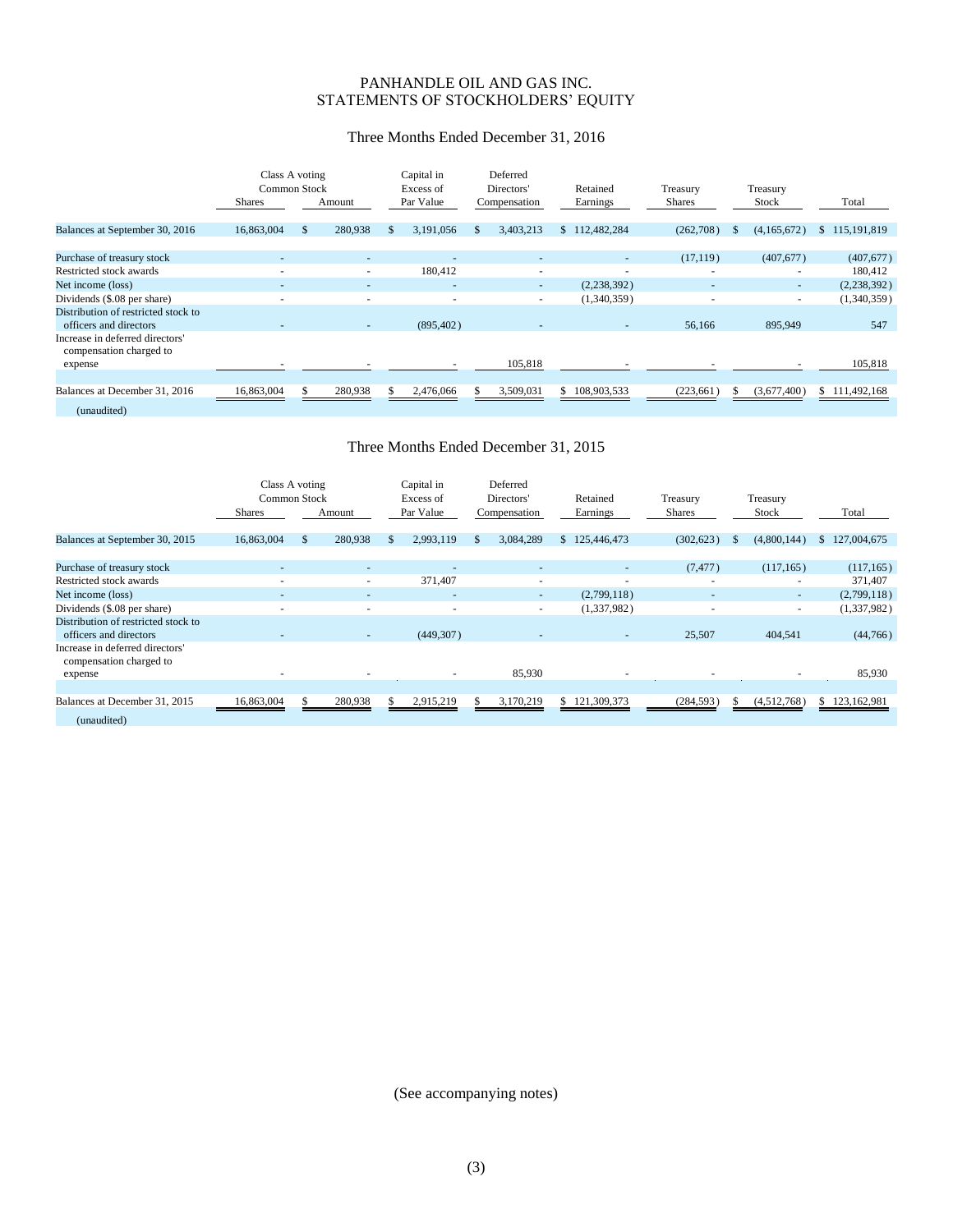# PANHANDLE OIL AND GAS INC.
# STATEMENTS OF STOCKHOLDERS' EQUITY

## Three Months Ended December 31, 2016

| | Class A voting Common Stock Shares | Amount | Capital in Excess of Par Value | Deferred Directors' Compensation | Retained Earnings | Treasury Shares | Treasury Stock | Total |
|---|---|---|---|---|---|---|---|---|
| Balances at September 30, 2016 | 16,863,004 | $ 280,938 | $ 3,191,056 | $ 3,403,213 | $ 112,482,284 | (262,708) | $ (4,165,672) | $ 115,191,819 |
| Purchase of treasury stock | - | - | - | - | - | (17,119) | (407,677) | (407,677) |
| Restricted stock awards | - | - | 180,412 | - | - | - | - | 180,412 |
| Net income (loss) | - | - | - | - | (2,238,392) | - | - | (2,238,392) |
| Dividends ($.08 per share) | - | - | - | - | (1,340,359) | - | - | (1,340,359) |
| Distribution of restricted stock to officers and directors | - | - | (895,402) | - | - | 56,166 | 895,949 | 547 |
| Increase in deferred directors' compensation charged to expense | - | - | - | 105,818 | - | - | - | 105,818 |
| Balances at December 31, 2016 | 16,863,004 | $ 280,938 | $ 2,476,066 | $ 3,509,031 | $ 108,903,533 | (223,661) | $ (3,677,400) | $ 111,492,168 |
| (unaudited) | | | | | | | | |

## Three Months Ended December 31, 2015

| | Class A voting Common Stock Shares | Amount | Capital in Excess of Par Value | Deferred Directors' Compensation | Retained Earnings | Treasury Shares | Treasury Stock | Total |
|---|---|---|---|---|---|---|---|---|
| Balances at September 30, 2015 | 16,863,004 | $ 280,938 | $ 2,993,119 | $ 3,084,289 | $ 125,446,473 | (302,623) | $ (4,800,144) | $ 127,004,675 |
| Purchase of treasury stock | - | - | - | - | - | (7,477) | (117,165) | (117,165) |
| Restricted stock awards | - | - | 371,407 | - | - | - | - | 371,407 |
| Net income (loss) | - | - | - | - | (2,799,118) | - | - | (2,799,118) |
| Dividends ($.08 per share) | - | - | - | - | (1,337,982) | - | - | (1,337,982) |
| Distribution of restricted stock to officers and directors | - | - | (449,307) | - | - | 25,507 | 404,541 | (44,766) |
| Increase in deferred directors' compensation charged to expense | - | - | - | 85,930 | - | - | - | 85,930 |
| Balances at December 31, 2015 | 16,863,004 | $ 280,938 | $ 2,915,219 | $ 3,170,219 | $ 121,309,373 | (284,593) | $ (4,512,768) | $ 123,162,981 |
| (unaudited) | | | | | | | | |

(See accompanying notes)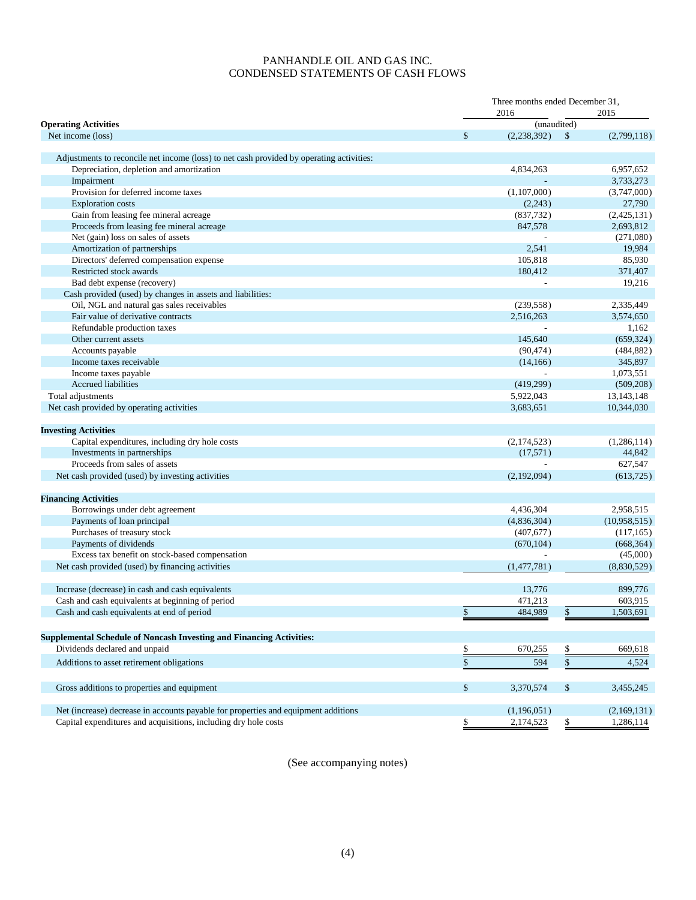# PANHANDLE OIL AND GAS INC.
# CONDENSED STATEMENTS OF CASH FLOWS

| | Three months ended December 31, 2016 | 2015 |
|---|---|---|
| **Operating Activities** | (unaudited) | |
| Net income (loss) | $ (2,238,392) | $ (2,799,118) |
| Adjustments to reconcile net income (loss) to net cash provided by operating activities: | | |
| Depreciation, depletion and amortization | 4,834,263 | 6,957,652 |
| Impairment | - | 3,733,273 |
| Provision for deferred income taxes | (1,107,000) | (3,747,000) |
| Exploration costs | (2,243) | 27,790 |
| Gain from leasing fee mineral acreage | (837,732) | (2,425,131) |
| Proceeds from leasing fee mineral acreage | 847,578 | 2,693,812 |
| Net (gain) loss on sales of assets | - | (271,080) |
| Amortization of partnerships | 2,541 | 19,984 |
| Directors' deferred compensation expense | 105,818 | 85,930 |
| Restricted stock awards | 180,412 | 371,407 |
| Bad debt expense (recovery) | - | 19,216 |
| Cash provided (used) by changes in assets and liabilities: | | |
| Oil, NGL and natural gas sales receivables | (239,558) | 2,335,449 |
| Fair value of derivative contracts | 2,516,263 | 3,574,650 |
| Refundable production taxes | - | 1,162 |
| Other current assets | 145,640 | (659,324) |
| Accounts payable | (90,474) | (484,882) |
| Income taxes receivable | (14,166) | 345,897 |
| Income taxes payable | - | 1,073,551 |
| Accrued liabilities | (419,299) | (509,208) |
| Total adjustments | 5,922,043 | 13,143,148 |
| Net cash provided by operating activities | 3,683,651 | 10,344,030 |
| **Investing Activities** | | |
| Capital expenditures, including dry hole costs | (2,174,523) | (1,286,114) |
| Investments in partnerships | (17,571) | 44,842 |
| Proceeds from sales of assets | - | 627,547 |
| Net cash provided (used) by investing activities | (2,192,094) | (613,725) |
| **Financing Activities** | | |
| Borrowings under debt agreement | 4,436,304 | 2,958,515 |
| Payments of loan principal | (4,836,304) | (10,958,515) |
| Purchases of treasury stock | (407,677) | (117,165) |
| Payments of dividends | (670,104) | (668,364) |
| Excess tax benefit on stock-based compensation | - | (45,000) |
| Net cash provided (used) by financing activities | (1,477,781) | (8,830,529) |
| Increase (decrease) in cash and cash equivalents | 13,776 | 899,776 |
| Cash and cash equivalents at beginning of period | 471,213 | 603,915 |
| Cash and cash equivalents at end of period | $ 484,989 | $ 1,503,691 |
| **Supplemental Schedule of Noncash Investing and Financing Activities:** | | |
| Dividends declared and unpaid | $ 670,255 | $ 669,618 |
| Additions to asset retirement obligations | $ 594 | $ 4,524 |
| Gross additions to properties and equipment | $ 3,370,574 | $ 3,455,245 |
| Net (increase) decrease in accounts payable for properties and equipment additions | (1,196,051) | (2,169,131) |
| Capital expenditures and acquisitions, including dry hole costs | $ 2,174,523 | $ 1,286,114 |

(See accompanying notes)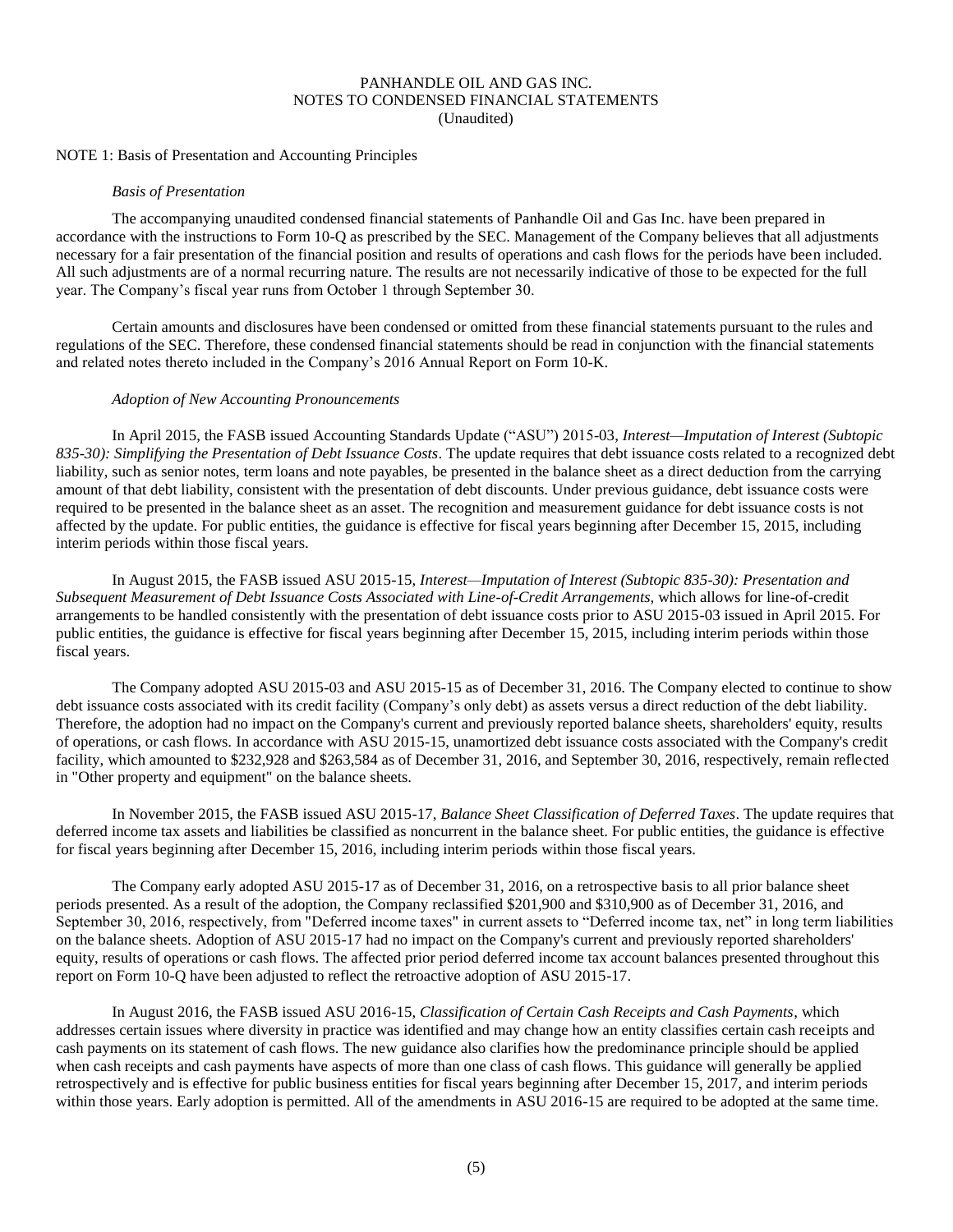PANHANDLE OIL AND GAS INC.
NOTES TO CONDENSED FINANCIAL STATEMENTS
(Unaudited)

NOTE 1: Basis of Presentation and Accounting Principles

*Basis of Presentation*

The accompanying unaudited condensed financial statements of Panhandle Oil and Gas Inc. have been prepared in accordance with the instructions to Form 10-Q as prescribed by the SEC. Management of the Company believes that all adjustments necessary for a fair presentation of the financial position and results of operations and cash flows for the periods have been included. All such adjustments are of a normal recurring nature. The results are not necessarily indicative of those to be expected for the full year. The Company's fiscal year runs from October 1 through September 30.

Certain amounts and disclosures have been condensed or omitted from these financial statements pursuant to the rules and regulations of the SEC. Therefore, these condensed financial statements should be read in conjunction with the financial statements and related notes thereto included in the Company's 2016 Annual Report on Form 10-K.

*Adoption of New Accounting Pronouncements*

In April 2015, the FASB issued Accounting Standards Update ("ASU") 2015-03, *Interest—Imputation of Interest (Subtopic 835-30): Simplifying the Presentation of Debt Issuance Costs*. The update requires that debt issuance costs related to a recognized debt liability, such as senior notes, term loans and note payables, be presented in the balance sheet as a direct deduction from the carrying amount of that debt liability, consistent with the presentation of debt discounts. Under previous guidance, debt issuance costs were required to be presented in the balance sheet as an asset. The recognition and measurement guidance for debt issuance costs is not affected by the update. For public entities, the guidance is effective for fiscal years beginning after December 15, 2015, including interim periods within those fiscal years.

In August 2015, the FASB issued ASU 2015-15, *Interest—Imputation of Interest (Subtopic 835-30): Presentation and Subsequent Measurement of Debt Issuance Costs Associated with Line-of-Credit Arrangements*, which allows for line-of-credit arrangements to be handled consistently with the presentation of debt issuance costs prior to ASU 2015-03 issued in April 2015. For public entities, the guidance is effective for fiscal years beginning after December 15, 2015, including interim periods within those fiscal years.

The Company adopted ASU 2015-03 and ASU 2015-15 as of December 31, 2016. The Company elected to continue to show debt issuance costs associated with its credit facility (Company's only debt) as assets versus a direct reduction of the debt liability. Therefore, the adoption had no impact on the Company's current and previously reported balance sheets, shareholders' equity, results of operations, or cash flows. In accordance with ASU 2015-15, unamortized debt issuance costs associated with the Company's credit facility, which amounted to $232,928 and $263,584 as of December 31, 2016, and September 30, 2016, respectively, remain reflected in "Other property and equipment" on the balance sheets.

In November 2015, the FASB issued ASU 2015-17, *Balance Sheet Classification of Deferred Taxes*. The update requires that deferred income tax assets and liabilities be classified as noncurrent in the balance sheet. For public entities, the guidance is effective for fiscal years beginning after December 15, 2016, including interim periods within those fiscal years.

The Company early adopted ASU 2015-17 as of December 31, 2016, on a retrospective basis to all prior balance sheet periods presented. As a result of the adoption, the Company reclassified $201,900 and $310,900 as of December 31, 2016, and September 30, 2016, respectively, from "Deferred income taxes" in current assets to "Deferred income tax, net" in long term liabilities on the balance sheets. Adoption of ASU 2015-17 had no impact on the Company's current and previously reported shareholders' equity, results of operations or cash flows. The affected prior period deferred income tax account balances presented throughout this report on Form 10-Q have been adjusted to reflect the retroactive adoption of ASU 2015-17.

In August 2016, the FASB issued ASU 2016-15, *Classification of Certain Cash Receipts and Cash Payments*, which addresses certain issues where diversity in practice was identified and may change how an entity classifies certain cash receipts and cash payments on its statement of cash flows. The new guidance also clarifies how the predominance principle should be applied when cash receipts and cash payments have aspects of more than one class of cash flows. This guidance will generally be applied retrospectively and is effective for public business entities for fiscal years beginning after December 15, 2017, and interim periods within those years. Early adoption is permitted. All of the amendments in ASU 2016-15 are required to be adopted at the same time.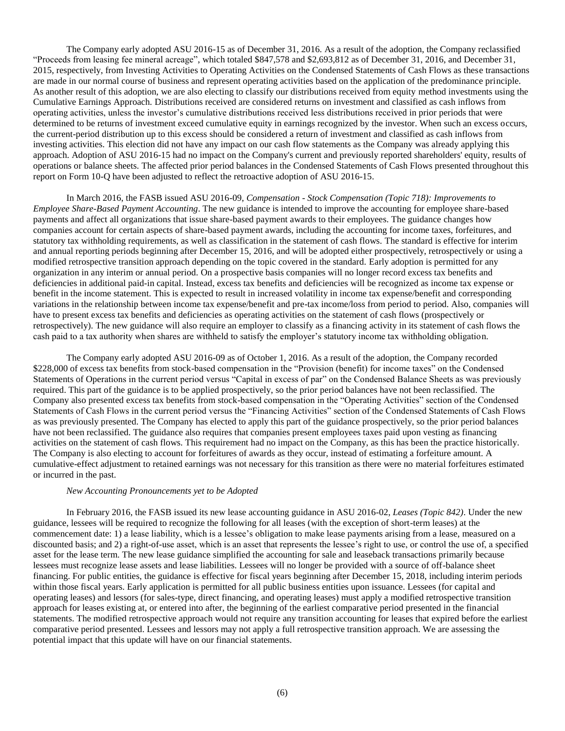The Company early adopted ASU 2016-15 as of December 31, 2016. As a result of the adoption, the Company reclassified "Proceeds from leasing fee mineral acreage", which totaled $847,578 and $2,693,812 as of December 31, 2016, and December 31, 2015, respectively, from Investing Activities to Operating Activities on the Condensed Statements of Cash Flows as these transactions are made in our normal course of business and represent operating activities based on the application of the predominance principle. As another result of this adoption, we are also electing to classify our distributions received from equity method investments using the Cumulative Earnings Approach. Distributions received are considered returns on investment and classified as cash inflows from operating activities, unless the investor's cumulative distributions received less distributions received in prior periods that were determined to be returns of investment exceed cumulative equity in earnings recognized by the investor. When such an excess occurs, the current-period distribution up to this excess should be considered a return of investment and classified as cash inflows from investing activities. This election did not have any impact on our cash flow statements as the Company was already applying this approach. Adoption of ASU 2016-15 had no impact on the Company's current and previously reported shareholders' equity, results of operations or balance sheets. The affected prior period balances in the Condensed Statements of Cash Flows presented throughout this report on Form 10-Q have been adjusted to reflect the retroactive adoption of ASU 2016-15.

In March 2016, the FASB issued ASU 2016-09, *Compensation - Stock Compensation (Topic 718): Improvements to Employee Share-Based Payment Accounting*. The new guidance is intended to improve the accounting for employee share-based payments and affect all organizations that issue share-based payment awards to their employees. The guidance changes how companies account for certain aspects of share-based payment awards, including the accounting for income taxes, forfeitures, and statutory tax withholding requirements, as well as classification in the statement of cash flows. The standard is effective for interim and annual reporting periods beginning after December 15, 2016, and will be adopted either prospectively, retrospectively or using a modified retrospective transition approach depending on the topic covered in the standard. Early adoption is permitted for any organization in any interim or annual period. On a prospective basis companies will no longer record excess tax benefits and deficiencies in additional paid-in capital. Instead, excess tax benefits and deficiencies will be recognized as income tax expense or benefit in the income statement. This is expected to result in increased volatility in income tax expense/benefit and corresponding variations in the relationship between income tax expense/benefit and pre-tax income/loss from period to period. Also, companies will have to present excess tax benefits and deficiencies as operating activities on the statement of cash flows (prospectively or retrospectively). The new guidance will also require an employer to classify as a financing activity in its statement of cash flows the cash paid to a tax authority when shares are withheld to satisfy the employer's statutory income tax withholding obligation.

The Company early adopted ASU 2016-09 as of October 1, 2016. As a result of the adoption, the Company recorded $228,000 of excess tax benefits from stock-based compensation in the "Provision (benefit) for income taxes" on the Condensed Statements of Operations in the current period versus "Capital in excess of par" on the Condensed Balance Sheets as was previously required. This part of the guidance is to be applied prospectively, so the prior period balances have not been reclassified. The Company also presented excess tax benefits from stock-based compensation in the "Operating Activities" section of the Condensed Statements of Cash Flows in the current period versus the "Financing Activities" section of the Condensed Statements of Cash Flows as was previously presented. The Company has elected to apply this part of the guidance prospectively, so the prior period balances have not been reclassified. The guidance also requires that companies present employees taxes paid upon vesting as financing activities on the statement of cash flows. This requirement had no impact on the Company, as this has been the practice historically. The Company is also electing to account for forfeitures of awards as they occur, instead of estimating a forfeiture amount. A cumulative-effect adjustment to retained earnings was not necessary for this transition as there were no material forfeitures estimated or incurred in the past.

*New Accounting Pronouncements yet to be Adopted*

In February 2016, the FASB issued its new lease accounting guidance in ASU 2016-02, *Leases (Topic 842)*. Under the new guidance, lessees will be required to recognize the following for all leases (with the exception of short-term leases) at the commencement date: 1) a lease liability, which is a lessee's obligation to make lease payments arising from a lease, measured on a discounted basis; and 2) a right-of-use asset, which is an asset that represents the lessee's right to use, or control the use of, a specified asset for the lease term. The new lease guidance simplified the accounting for sale and leaseback transactions primarily because lessees must recognize lease assets and lease liabilities. Lessees will no longer be provided with a source of off-balance sheet financing. For public entities, the guidance is effective for fiscal years beginning after December 15, 2018, including interim periods within those fiscal years. Early application is permitted for all public business entities upon issuance. Lessees (for capital and operating leases) and lessors (for sales-type, direct financing, and operating leases) must apply a modified retrospective transition approach for leases existing at, or entered into after, the beginning of the earliest comparative period presented in the financial statements. The modified retrospective approach would not require any transition accounting for leases that expired before the earliest comparative period presented. Lessees and lessors may not apply a full retrospective transition approach. We are assessing the potential impact that this update will have on our financial statements.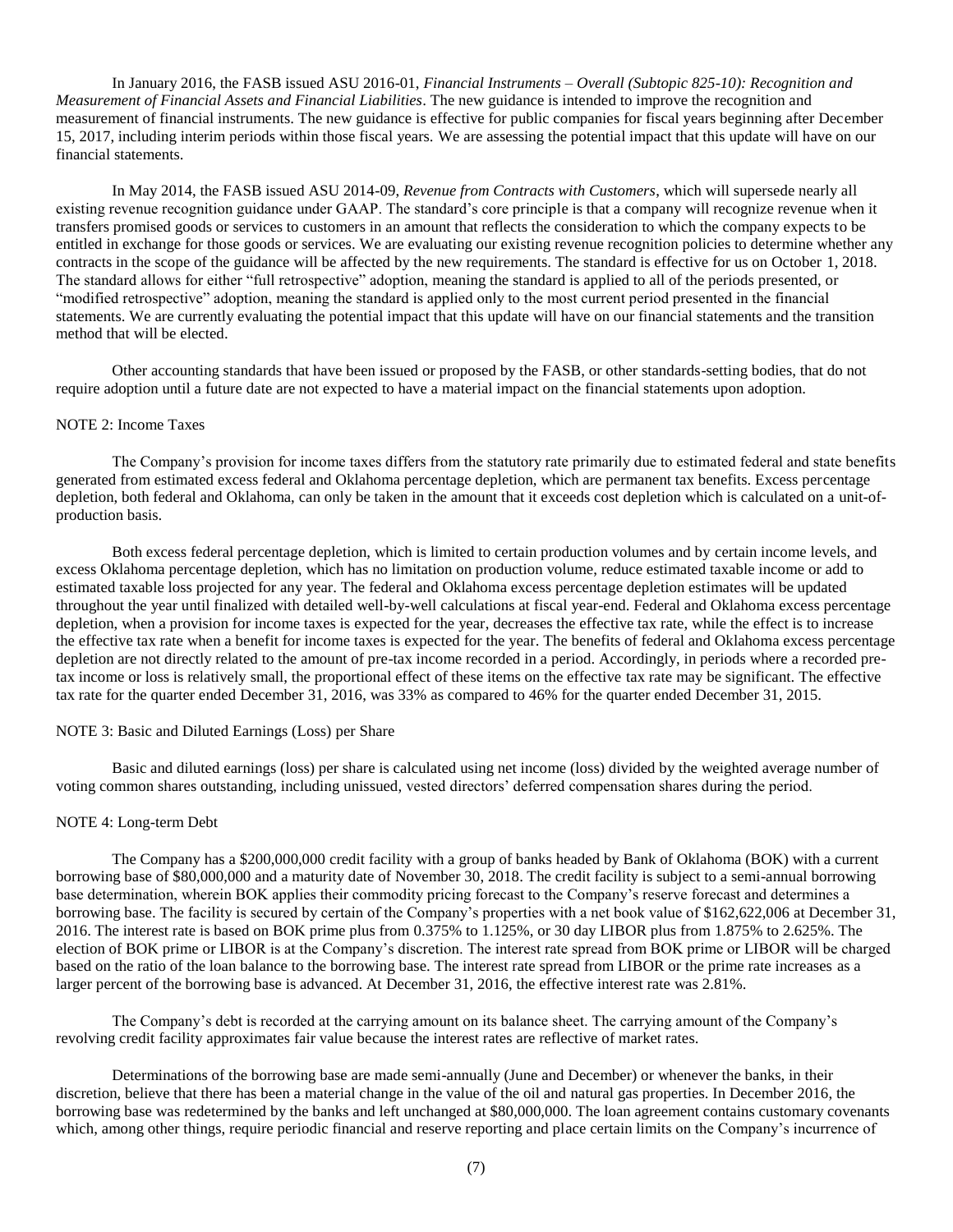In January 2016, the FASB issued ASU 2016-01, *Financial Instruments – Overall (Subtopic 825-10): Recognition and Measurement of Financial Assets and Financial Liabilities*. The new guidance is intended to improve the recognition and measurement of financial instruments. The new guidance is effective for public companies for fiscal years beginning after December 15, 2017, including interim periods within those fiscal years. We are assessing the potential impact that this update will have on our financial statements.

In May 2014, the FASB issued ASU 2014-09, *Revenue from Contracts with Customers*, which will supersede nearly all existing revenue recognition guidance under GAAP. The standard's core principle is that a company will recognize revenue when it transfers promised goods or services to customers in an amount that reflects the consideration to which the company expects to be entitled in exchange for those goods or services. We are evaluating our existing revenue recognition policies to determine whether any contracts in the scope of the guidance will be affected by the new requirements. The standard is effective for us on October 1, 2018. The standard allows for either "full retrospective" adoption, meaning the standard is applied to all of the periods presented, or "modified retrospective" adoption, meaning the standard is applied only to the most current period presented in the financial statements. We are currently evaluating the potential impact that this update will have on our financial statements and the transition method that will be elected.

Other accounting standards that have been issued or proposed by the FASB, or other standards-setting bodies, that do not require adoption until a future date are not expected to have a material impact on the financial statements upon adoption.

NOTE 2: Income Taxes

The Company's provision for income taxes differs from the statutory rate primarily due to estimated federal and state benefits generated from estimated excess federal and Oklahoma percentage depletion, which are permanent tax benefits. Excess percentage depletion, both federal and Oklahoma, can only be taken in the amount that it exceeds cost depletion which is calculated on a unit-of-production basis.

Both excess federal percentage depletion, which is limited to certain production volumes and by certain income levels, and excess Oklahoma percentage depletion, which has no limitation on production volume, reduce estimated taxable income or add to estimated taxable loss projected for any year. The federal and Oklahoma excess percentage depletion estimates will be updated throughout the year until finalized with detailed well-by-well calculations at fiscal year-end. Federal and Oklahoma excess percentage depletion, when a provision for income taxes is expected for the year, decreases the effective tax rate, while the effect is to increase the effective tax rate when a benefit for income taxes is expected for the year. The benefits of federal and Oklahoma excess percentage depletion are not directly related to the amount of pre-tax income recorded in a period. Accordingly, in periods where a recorded pre-tax income or loss is relatively small, the proportional effect of these items on the effective tax rate may be significant. The effective tax rate for the quarter ended December 31, 2016, was 33% as compared to 46% for the quarter ended December 31, 2015.

NOTE 3: Basic and Diluted Earnings (Loss) per Share

Basic and diluted earnings (loss) per share is calculated using net income (loss) divided by the weighted average number of voting common shares outstanding, including unissued, vested directors' deferred compensation shares during the period.

NOTE 4: Long-term Debt

The Company has a $200,000,000 credit facility with a group of banks headed by Bank of Oklahoma (BOK) with a current borrowing base of $80,000,000 and a maturity date of November 30, 2018. The credit facility is subject to a semi-annual borrowing base determination, wherein BOK applies their commodity pricing forecast to the Company's reserve forecast and determines a borrowing base. The facility is secured by certain of the Company's properties with a net book value of $162,622,006 at December 31, 2016. The interest rate is based on BOK prime plus from 0.375% to 1.125%, or 30 day LIBOR plus from 1.875% to 2.625%. The election of BOK prime or LIBOR is at the Company's discretion. The interest rate spread from BOK prime or LIBOR will be charged based on the ratio of the loan balance to the borrowing base. The interest rate spread from LIBOR or the prime rate increases as a larger percent of the borrowing base is advanced. At December 31, 2016, the effective interest rate was 2.81%.

The Company's debt is recorded at the carrying amount on its balance sheet. The carrying amount of the Company's revolving credit facility approximates fair value because the interest rates are reflective of market rates.

Determinations of the borrowing base are made semi-annually (June and December) or whenever the banks, in their discretion, believe that there has been a material change in the value of the oil and natural gas properties. In December 2016, the borrowing base was redetermined by the banks and left unchanged at $80,000,000. The loan agreement contains customary covenants which, among other things, require periodic financial and reserve reporting and place certain limits on the Company's incurrence of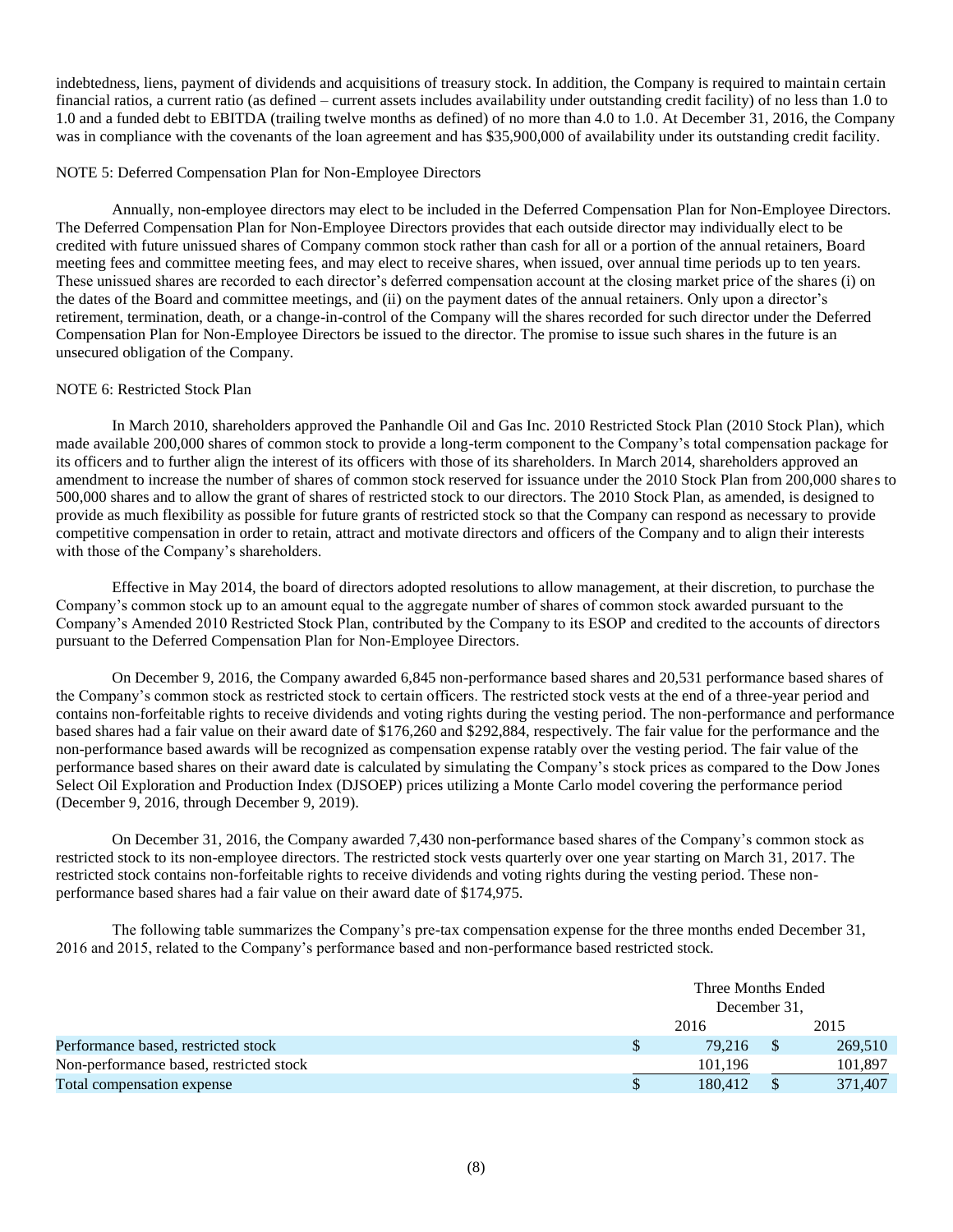indebtedness, liens, payment of dividends and acquisitions of treasury stock. In addition, the Company is required to maintain certain financial ratios, a current ratio (as defined – current assets includes availability under outstanding credit facility) of no less than 1.0 to 1.0 and a funded debt to EBITDA (trailing twelve months as defined) of no more than 4.0 to 1.0. At December 31, 2016, the Company was in compliance with the covenants of the loan agreement and has $35,900,000 of availability under its outstanding credit facility.

NOTE 5: Deferred Compensation Plan for Non-Employee Directors

Annually, non-employee directors may elect to be included in the Deferred Compensation Plan for Non-Employee Directors. The Deferred Compensation Plan for Non-Employee Directors provides that each outside director may individually elect to be credited with future unissued shares of Company common stock rather than cash for all or a portion of the annual retainers, Board meeting fees and committee meeting fees, and may elect to receive shares, when issued, over annual time periods up to ten years. These unissued shares are recorded to each director's deferred compensation account at the closing market price of the shares (i) on the dates of the Board and committee meetings, and (ii) on the payment dates of the annual retainers. Only upon a director's retirement, termination, death, or a change-in-control of the Company will the shares recorded for such director under the Deferred Compensation Plan for Non-Employee Directors be issued to the director. The promise to issue such shares in the future is an unsecured obligation of the Company.

NOTE 6: Restricted Stock Plan

In March 2010, shareholders approved the Panhandle Oil and Gas Inc. 2010 Restricted Stock Plan (2010 Stock Plan), which made available 200,000 shares of common stock to provide a long-term component to the Company's total compensation package for its officers and to further align the interest of its officers with those of its shareholders. In March 2014, shareholders approved an amendment to increase the number of shares of common stock reserved for issuance under the 2010 Stock Plan from 200,000 shares to 500,000 shares and to allow the grant of shares of restricted stock to our directors. The 2010 Stock Plan, as amended, is designed to provide as much flexibility as possible for future grants of restricted stock so that the Company can respond as necessary to provide competitive compensation in order to retain, attract and motivate directors and officers of the Company and to align their interests with those of the Company's shareholders.

Effective in May 2014, the board of directors adopted resolutions to allow management, at their discretion, to purchase the Company's common stock up to an amount equal to the aggregate number of shares of common stock awarded pursuant to the Company's Amended 2010 Restricted Stock Plan, contributed by the Company to its ESOP and credited to the accounts of directors pursuant to the Deferred Compensation Plan for Non-Employee Directors.

On December 9, 2016, the Company awarded 6,845 non-performance based shares and 20,531 performance based shares of the Company's common stock as restricted stock to certain officers. The restricted stock vests at the end of a three-year period and contains non-forfeitable rights to receive dividends and voting rights during the vesting period. The non-performance and performance based shares had a fair value on their award date of $176,260 and $292,884, respectively. The fair value for the performance and the non-performance based awards will be recognized as compensation expense ratably over the vesting period. The fair value of the performance based shares on their award date is calculated by simulating the Company's stock prices as compared to the Dow Jones Select Oil Exploration and Production Index (DJSOEP) prices utilizing a Monte Carlo model covering the performance period (December 9, 2016, through December 9, 2019).

On December 31, 2016, the Company awarded 7,430 non-performance based shares of the Company's common stock as restricted stock to its non-employee directors. The restricted stock vests quarterly over one year starting on March 31, 2017. The restricted stock contains non-forfeitable rights to receive dividends and voting rights during the vesting period. These non-performance based shares had a fair value on their award date of $174,975.

The following table summarizes the Company's pre-tax compensation expense for the three months ended December 31, 2016 and 2015, related to the Company's performance based and non-performance based restricted stock.

| | Three Months Ended December 31, | |
|---|---|---|
| | 2016 | 2015 |
| Performance based, restricted stock | $ 79,216 | $ 269,510 |
| Non-performance based, restricted stock | 101,196 | 101,897 |
| Total compensation expense | $ 180,412 | $ 371,407 |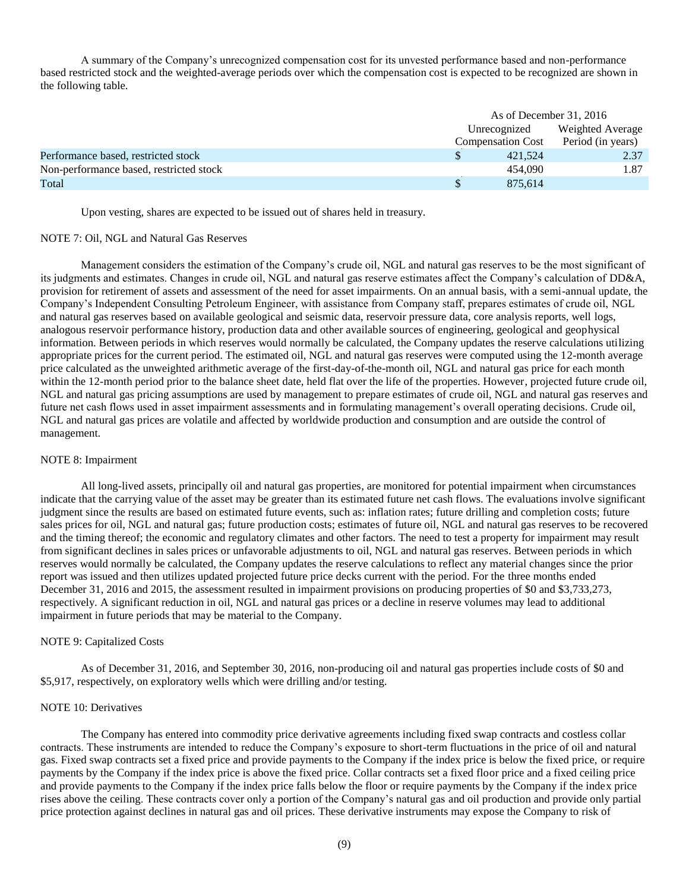A summary of the Company's unrecognized compensation cost for its unvested performance based and non-performance based restricted stock and the weighted-average periods over which the compensation cost is expected to be recognized are shown in the following table.

| | As of December 31, 2016 | |
|---|---|---|
| | Unrecognized Compensation Cost | Weighted Average Period (in years) |
| Performance based, restricted stock | $ 421,524 | 2.37 |
| Non-performance based, restricted stock | 454,090 | 1.87 |
| Total | $ 875,614 | |

Upon vesting, shares are expected to be issued out of shares held in treasury.

NOTE 7: Oil, NGL and Natural Gas Reserves

Management considers the estimation of the Company's crude oil, NGL and natural gas reserves to be the most significant of its judgments and estimates. Changes in crude oil, NGL and natural gas reserve estimates affect the Company's calculation of DD&A, provision for retirement of assets and assessment of the need for asset impairments. On an annual basis, with a semi-annual update, the Company's Independent Consulting Petroleum Engineer, with assistance from Company staff, prepares estimates of crude oil, NGL and natural gas reserves based on available geological and seismic data, reservoir pressure data, core analysis reports, well logs, analogous reservoir performance history, production data and other available sources of engineering, geological and geophysical information. Between periods in which reserves would normally be calculated, the Company updates the reserve calculations utilizing appropriate prices for the current period. The estimated oil, NGL and natural gas reserves were computed using the 12-month average price calculated as the unweighted arithmetic average of the first-day-of-the-month oil, NGL and natural gas price for each month within the 12-month period prior to the balance sheet date, held flat over the life of the properties. However, projected future crude oil, NGL and natural gas pricing assumptions are used by management to prepare estimates of crude oil, NGL and natural gas reserves and future net cash flows used in asset impairment assessments and in formulating management's overall operating decisions. Crude oil, NGL and natural gas prices are volatile and affected by worldwide production and consumption and are outside the control of management.

NOTE 8: Impairment

All long-lived assets, principally oil and natural gas properties, are monitored for potential impairment when circumstances indicate that the carrying value of the asset may be greater than its estimated future net cash flows. The evaluations involve significant judgment since the results are based on estimated future events, such as: inflation rates; future drilling and completion costs; future sales prices for oil, NGL and natural gas; future production costs; estimates of future oil, NGL and natural gas reserves to be recovered and the timing thereof; the economic and regulatory climates and other factors. The need to test a property for impairment may result from significant declines in sales prices or unfavorable adjustments to oil, NGL and natural gas reserves. Between periods in which reserves would normally be calculated, the Company updates the reserve calculations to reflect any material changes since the prior report was issued and then utilizes updated projected future price decks current with the period. For the three months ended December 31, 2016 and 2015, the assessment resulted in impairment provisions on producing properties of $0 and $3,733,273, respectively. A significant reduction in oil, NGL and natural gas prices or a decline in reserve volumes may lead to additional impairment in future periods that may be material to the Company.

NOTE 9: Capitalized Costs

As of December 31, 2016, and September 30, 2016, non-producing oil and natural gas properties include costs of $0 and $5,917, respectively, on exploratory wells which were drilling and/or testing.

NOTE 10: Derivatives

The Company has entered into commodity price derivative agreements including fixed swap contracts and costless collar contracts. These instruments are intended to reduce the Company's exposure to short-term fluctuations in the price of oil and natural gas. Fixed swap contracts set a fixed price and provide payments to the Company if the index price is below the fixed price, or require payments by the Company if the index price is above the fixed price. Collar contracts set a fixed floor price and a fixed ceiling price and provide payments to the Company if the index price falls below the floor or require payments by the Company if the index price rises above the ceiling. These contracts cover only a portion of the Company's natural gas and oil production and provide only partial price protection against declines in natural gas and oil prices. These derivative instruments may expose the Company to risk of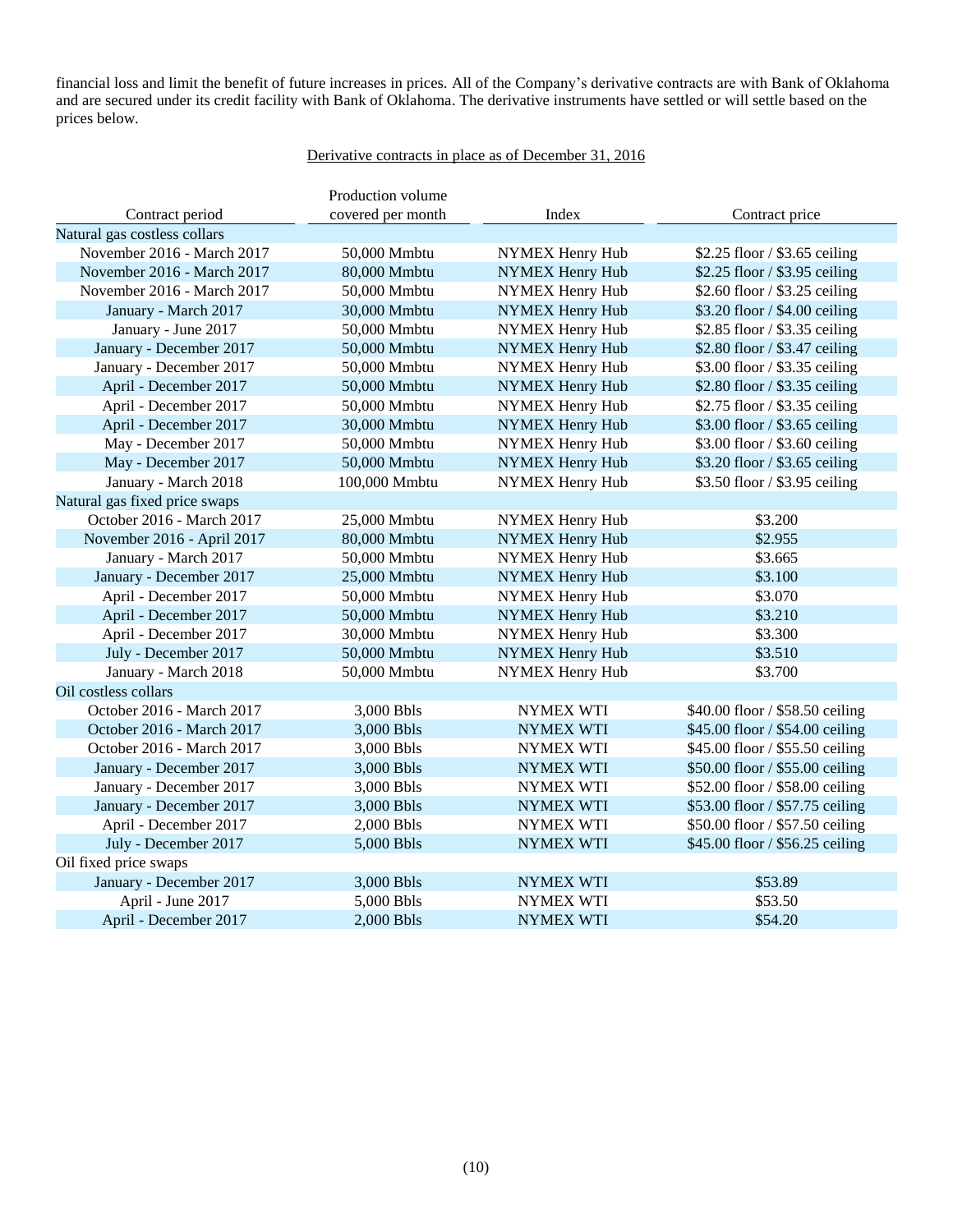financial loss and limit the benefit of future increases in prices. All of the Company's derivative contracts are with Bank of Oklahoma and are secured under its credit facility with Bank of Oklahoma. The derivative instruments have settled or will settle based on the prices below.

Derivative contracts in place as of December 31, 2016

| Contract period | Production volume covered per month | Index | Contract price |
|---|---|---|---|
| Natural gas costless collars | | | |
| November 2016 - March 2017 | 50,000 Mmbtu | NYMEX Henry Hub | \$2.25 floor / \$3.65 ceiling |
| November 2016 - March 2017 | 80,000 Mmbtu | NYMEX Henry Hub | \$2.25 floor / \$3.95 ceiling |
| November 2016 - March 2017 | 50,000 Mmbtu | NYMEX Henry Hub | \$2.60 floor / \$3.25 ceiling |
| January - March 2017 | 30,000 Mmbtu | NYMEX Henry Hub | \$3.20 floor / \$4.00 ceiling |
| January - June 2017 | 50,000 Mmbtu | NYMEX Henry Hub | \$2.85 floor / \$3.35 ceiling |
| January - December 2017 | 50,000 Mmbtu | NYMEX Henry Hub | \$2.80 floor / \$3.47 ceiling |
| January - December 2017 | 50,000 Mmbtu | NYMEX Henry Hub | \$3.00 floor / \$3.35 ceiling |
| April - December 2017 | 50,000 Mmbtu | NYMEX Henry Hub | \$2.80 floor / \$3.35 ceiling |
| April - December 2017 | 50,000 Mmbtu | NYMEX Henry Hub | \$2.75 floor / \$3.35 ceiling |
| April - December 2017 | 30,000 Mmbtu | NYMEX Henry Hub | \$3.00 floor / \$3.65 ceiling |
| May - December 2017 | 50,000 Mmbtu | NYMEX Henry Hub | \$3.00 floor / \$3.60 ceiling |
| May - December 2017 | 50,000 Mmbtu | NYMEX Henry Hub | \$3.20 floor / \$3.65 ceiling |
| January - March 2018 | 100,000 Mmbtu | NYMEX Henry Hub | \$3.50 floor / \$3.95 ceiling |
| Natural gas fixed price swaps | | | |
| October 2016 - March 2017 | 25,000 Mmbtu | NYMEX Henry Hub | \$3.200 |
| November 2016 - April 2017 | 80,000 Mmbtu | NYMEX Henry Hub | \$2.955 |
| January - March 2017 | 50,000 Mmbtu | NYMEX Henry Hub | \$3.665 |
| January - December 2017 | 25,000 Mmbtu | NYMEX Henry Hub | \$3.100 |
| April - December 2017 | 50,000 Mmbtu | NYMEX Henry Hub | \$3.070 |
| April - December 2017 | 50,000 Mmbtu | NYMEX Henry Hub | \$3.210 |
| April - December 2017 | 30,000 Mmbtu | NYMEX Henry Hub | \$3.300 |
| July - December 2017 | 50,000 Mmbtu | NYMEX Henry Hub | \$3.510 |
| January - March 2018 | 50,000 Mmbtu | NYMEX Henry Hub | \$3.700 |
| Oil costless collars | | | |
| October 2016 - March 2017 | 3,000 Bbls | NYMEX WTI | \$40.00 floor / \$58.50 ceiling |
| October 2016 - March 2017 | 3,000 Bbls | NYMEX WTI | \$45.00 floor / \$54.00 ceiling |
| October 2016 - March 2017 | 3,000 Bbls | NYMEX WTI | \$45.00 floor / \$55.50 ceiling |
| January - December 2017 | 3,000 Bbls | NYMEX WTI | \$50.00 floor / \$55.00 ceiling |
| January - December 2017 | 3,000 Bbls | NYMEX WTI | \$52.00 floor / \$58.00 ceiling |
| January - December 2017 | 3,000 Bbls | NYMEX WTI | \$53.00 floor / \$57.75 ceiling |
| April - December 2017 | 2,000 Bbls | NYMEX WTI | \$50.00 floor / \$57.50 ceiling |
| July - December 2017 | 5,000 Bbls | NYMEX WTI | \$45.00 floor / \$56.25 ceiling |
| Oil fixed price swaps | | | |
| January - December 2017 | 3,000 Bbls | NYMEX WTI | \$53.89 |
| April - June 2017 | 5,000 Bbls | NYMEX WTI | \$53.50 |
| April - December 2017 | 2,000 Bbls | NYMEX WTI | \$54.20 |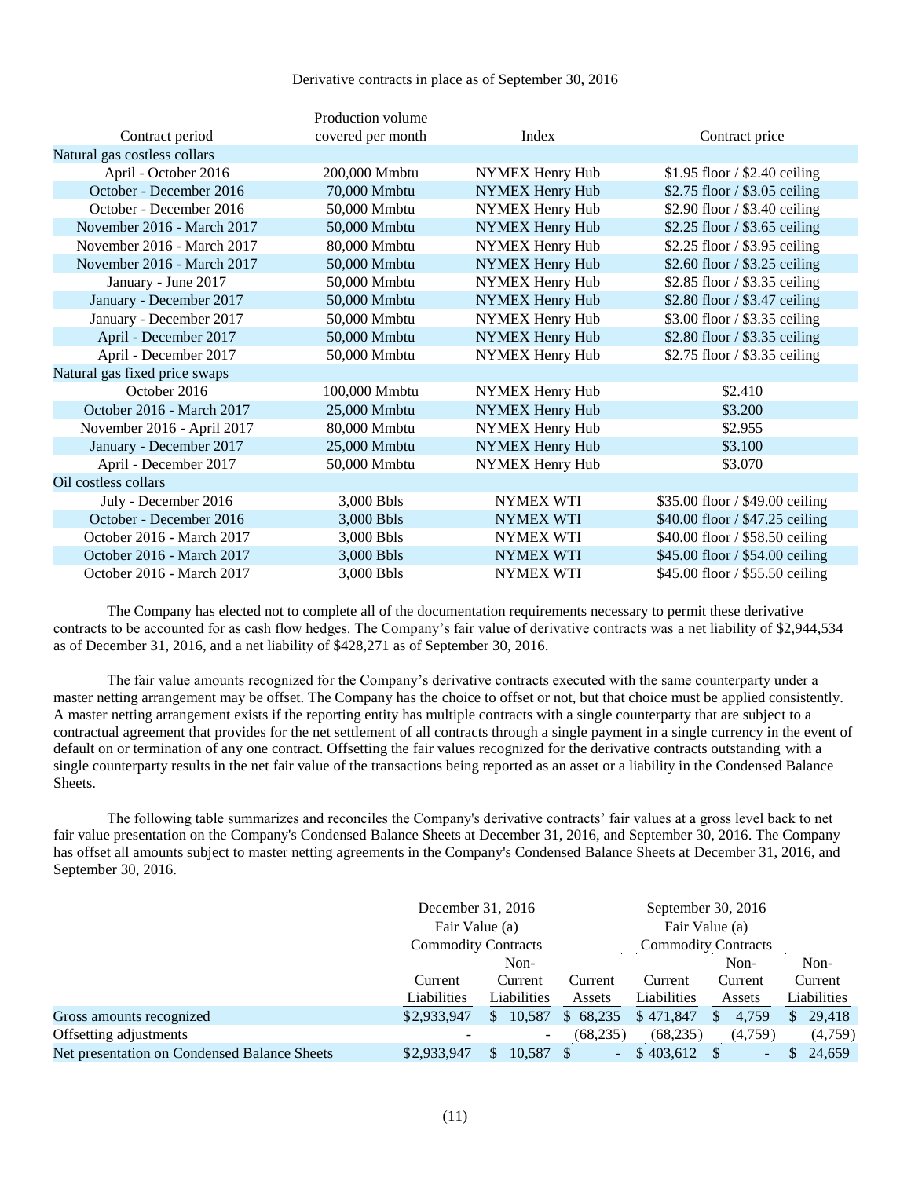Derivative contracts in place as of September 30, 2016

| Contract period | Production volume covered per month | Index | Contract price |
|---|---|---|---|
| Natural gas costless collars | | | |
| April - October 2016 | 200,000 Mmbtu | NYMEX Henry Hub | $1.95 floor / $2.40 ceiling |
| October - December 2016 | 70,000 Mmbtu | NYMEX Henry Hub | $2.75 floor / $3.05 ceiling |
| October - December 2016 | 50,000 Mmbtu | NYMEX Henry Hub | $2.90 floor / $3.40 ceiling |
| November 2016 - March 2017 | 50,000 Mmbtu | NYMEX Henry Hub | $2.25 floor / $3.65 ceiling |
| November 2016 - March 2017 | 80,000 Mmbtu | NYMEX Henry Hub | $2.25 floor / $3.95 ceiling |
| November 2016 - March 2017 | 50,000 Mmbtu | NYMEX Henry Hub | $2.60 floor / $3.25 ceiling |
| January - June 2017 | 50,000 Mmbtu | NYMEX Henry Hub | $2.85 floor / $3.35 ceiling |
| January - December 2017 | 50,000 Mmbtu | NYMEX Henry Hub | $2.80 floor / $3.47 ceiling |
| January - December 2017 | 50,000 Mmbtu | NYMEX Henry Hub | $3.00 floor / $3.35 ceiling |
| April - December 2017 | 50,000 Mmbtu | NYMEX Henry Hub | $2.80 floor / $3.35 ceiling |
| April - December 2017 | 50,000 Mmbtu | NYMEX Henry Hub | $2.75 floor / $3.35 ceiling |
| Natural gas fixed price swaps | | | |
| October 2016 | 100,000 Mmbtu | NYMEX Henry Hub | $2.410 |
| October 2016 - March 2017 | 25,000 Mmbtu | NYMEX Henry Hub | $3.200 |
| November 2016 - April 2017 | 80,000 Mmbtu | NYMEX Henry Hub | $2.955 |
| January - December 2017 | 25,000 Mmbtu | NYMEX Henry Hub | $3.100 |
| April - December 2017 | 50,000 Mmbtu | NYMEX Henry Hub | $3.070 |
| Oil costless collars | | | |
| July - December 2016 | 3,000 Bbls | NYMEX WTI | $35.00 floor / $49.00 ceiling |
| October - December 2016 | 3,000 Bbls | NYMEX WTI | $40.00 floor / $47.25 ceiling |
| October 2016 - March 2017 | 3,000 Bbls | NYMEX WTI | $40.00 floor / $58.50 ceiling |
| October 2016 - March 2017 | 3,000 Bbls | NYMEX WTI | $45.00 floor / $54.00 ceiling |
| October 2016 - March 2017 | 3,000 Bbls | NYMEX WTI | $45.00 floor / $55.50 ceiling |

The Company has elected not to complete all of the documentation requirements necessary to permit these derivative contracts to be accounted for as cash flow hedges. The Company's fair value of derivative contracts was a net liability of $2,944,534 as of December 31, 2016, and a net liability of $428,271 as of September 30, 2016.

The fair value amounts recognized for the Company's derivative contracts executed with the same counterparty under a master netting arrangement may be offset. The Company has the choice to offset or not, but that choice must be applied consistently. A master netting arrangement exists if the reporting entity has multiple contracts with a single counterparty that are subject to a contractual agreement that provides for the net settlement of all contracts through a single payment in a single currency in the event of default on or termination of any one contract. Offsetting the fair values recognized for the derivative contracts outstanding with a single counterparty results in the net fair value of the transactions being reported as an asset or a liability in the Condensed Balance Sheets.

The following table summarizes and reconciles the Company's derivative contracts' fair values at a gross level back to net fair value presentation on the Company's Condensed Balance Sheets at December 31, 2016, and September 30, 2016. The Company has offset all amounts subject to master netting agreements in the Company's Condensed Balance Sheets at December 31, 2016, and September 30, 2016.

| | December 31, 2016 Fair Value (a) Commodity Contracts | | | September 30, 2016 Fair Value (a) Commodity Contracts | | |
|---|---|---|---|---|---|---|
| | Current Liabilities | Non-Current Liabilities | Current Assets | Current Liabilities | Non-Current Assets | Non-Current Liabilities |
| Gross amounts recognized | $2,933,947 | $ 10,587 | $ 68,235 | $ 471,847 | $ 4,759 | $ 29,418 |
| Offsetting adjustments | - | - | (68,235) | (68,235) | (4,759) | (4,759) |
| Net presentation on Condensed Balance Sheets | $2,933,947 | $ 10,587 | $ - | $ 403,612 | $ - | $ 24,659 |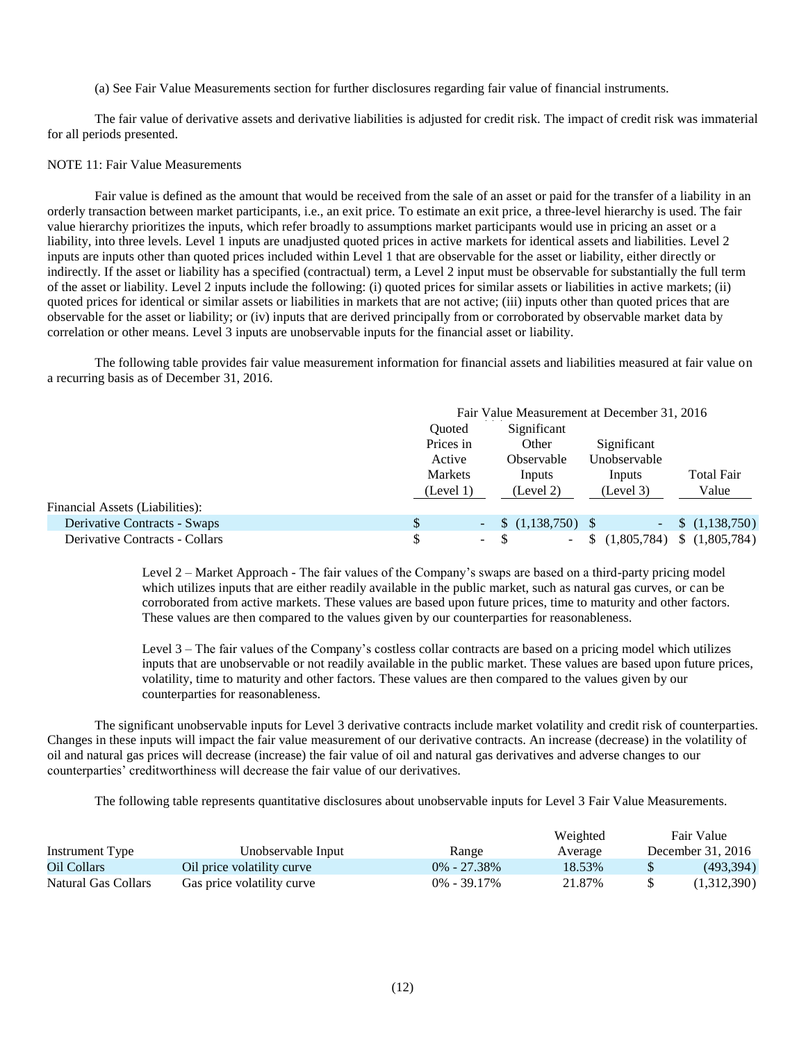(a) See Fair Value Measurements section for further disclosures regarding fair value of financial instruments.

The fair value of derivative assets and derivative liabilities is adjusted for credit risk. The impact of credit risk was immaterial for all periods presented.

NOTE 11: Fair Value Measurements

Fair value is defined as the amount that would be received from the sale of an asset or paid for the transfer of a liability in an orderly transaction between market participants, i.e., an exit price. To estimate an exit price, a three-level hierarchy is used. The fair value hierarchy prioritizes the inputs, which refer broadly to assumptions market participants would use in pricing an asset or a liability, into three levels. Level 1 inputs are unadjusted quoted prices in active markets for identical assets and liabilities. Level 2 inputs are inputs other than quoted prices included within Level 1 that are observable for the asset or liability, either directly or indirectly. If the asset or liability has a specified (contractual) term, a Level 2 input must be observable for substantially the full term of the asset or liability. Level 2 inputs include the following: (i) quoted prices for similar assets or liabilities in active markets; (ii) quoted prices for identical or similar assets or liabilities in markets that are not active; (iii) inputs other than quoted prices that are observable for the asset or liability; or (iv) inputs that are derived principally from or corroborated by observable market data by correlation or other means. Level 3 inputs are unobservable inputs for the financial asset or liability.

The following table provides fair value measurement information for financial assets and liabilities measured at fair value on a recurring basis as of December 31, 2016.

| | Fair Value Measurement at December 31, 2016 | | | |
|---|---|---|---|---|
| | Quoted Prices in Active Markets (Level 1) | Significant Other Observable Inputs (Level 2) | Significant Unobservable Inputs (Level 3) | Total Fair Value |
| Financial Assets (Liabilities): | | | | |
| Derivative Contracts - Swaps | $ - | $ (1,138,750) | $ - | $ (1,138,750) |
| Derivative Contracts - Collars | $ - | $ - | $ (1,805,784) | $ (1,805,784) |

Level 2 – Market Approach - The fair values of the Company's swaps are based on a third-party pricing model which utilizes inputs that are either readily available in the public market, such as natural gas curves, or can be corroborated from active markets. These values are based upon future prices, time to maturity and other factors. These values are then compared to the values given by our counterparties for reasonableness.

Level 3 – The fair values of the Company's costless collar contracts are based on a pricing model which utilizes inputs that are unobservable or not readily available in the public market. These values are based upon future prices, volatility, time to maturity and other factors. These values are then compared to the values given by our counterparties for reasonableness.

The significant unobservable inputs for Level 3 derivative contracts include market volatility and credit risk of counterparties. Changes in these inputs will impact the fair value measurement of our derivative contracts. An increase (decrease) in the volatility of oil and natural gas prices will decrease (increase) the fair value of oil and natural gas derivatives and adverse changes to our counterparties' creditworthiness will decrease the fair value of our derivatives.

The following table represents quantitative disclosures about unobservable inputs for Level 3 Fair Value Measurements.

| Instrument Type | Unobservable Input | Range | Weighted Average | Fair Value December 31, 2016 |
|---|---|---|---|---|
| Oil Collars | Oil price volatility curve | 0% - 27.38% | 18.53% | $ (493,394) |
| Natural Gas Collars | Gas price volatility curve | 0% - 39.17% | 21.87% | $ (1,312,390) |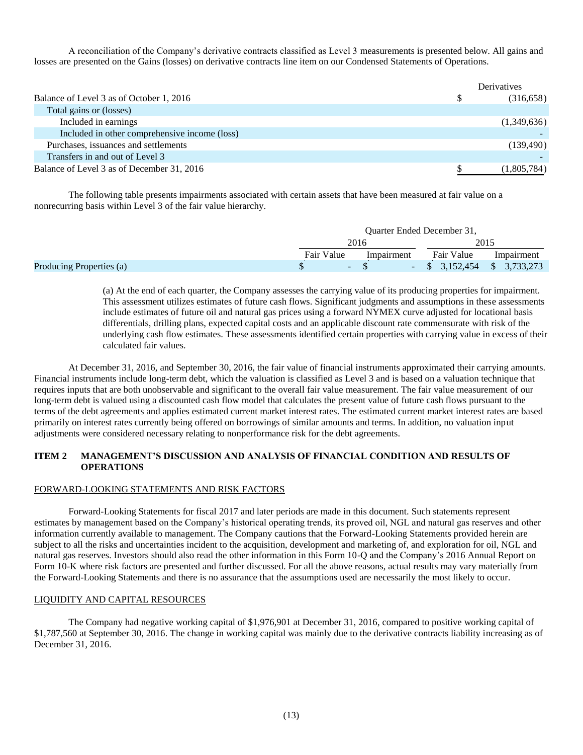A reconciliation of the Company's derivative contracts classified as Level 3 measurements is presented below. All gains and losses are presented on the Gains (losses) on derivative contracts line item on our Condensed Statements of Operations.

| | Derivatives |
|---|---|
| Balance of Level 3 as of October 1, 2016 | $ (316,658) |
| Total gains or (losses) | |
| Included in earnings | (1,349,636) |
| Included in other comprehensive income (loss) | - |
| Purchases, issuances and settlements | (139,490) |
| Transfers in and out of Level 3 | - |
| Balance of Level 3 as of December 31, 2016 | $ (1,805,784) |

The following table presents impairments associated with certain assets that have been measured at fair value on a nonrecurring basis within Level 3 of the fair value hierarchy.

| | Quarter Ended December 31, | | | |
|---|---|---|---|---|
| | 2016 | | 2015 | |
| | Fair Value | Impairment | Fair Value | Impairment |
| Producing Properties (a) | $ - | $ - | $ 3,152,454 | $ 3,733,273 |

(a) At the end of each quarter, the Company assesses the carrying value of its producing properties for impairment. This assessment utilizes estimates of future cash flows. Significant judgments and assumptions in these assessments include estimates of future oil and natural gas prices using a forward NYMEX curve adjusted for locational basis differentials, drilling plans, expected capital costs and an applicable discount rate commensurate with risk of the underlying cash flow estimates. These assessments identified certain properties with carrying value in excess of their calculated fair values.

At December 31, 2016, and September 30, 2016, the fair value of financial instruments approximated their carrying amounts. Financial instruments include long-term debt, which the valuation is classified as Level 3 and is based on a valuation technique that requires inputs that are both unobservable and significant to the overall fair value measurement. The fair value measurement of our long-term debt is valued using a discounted cash flow model that calculates the present value of future cash flows pursuant to the terms of the debt agreements and applies estimated current market interest rates. The estimated current market interest rates are based primarily on interest rates currently being offered on borrowings of similar amounts and terms. In addition, no valuation input adjustments were considered necessary relating to nonperformance risk for the debt agreements.

## ITEM 2 MANAGEMENT'S DISCUSSION AND ANALYSIS OF FINANCIAL CONDITION AND RESULTS OF OPERATIONS

### FORWARD-LOOKING STATEMENTS AND RISK FACTORS

Forward-Looking Statements for fiscal 2017 and later periods are made in this document. Such statements represent estimates by management based on the Company's historical operating trends, its proved oil, NGL and natural gas reserves and other information currently available to management. The Company cautions that the Forward-Looking Statements provided herein are subject to all the risks and uncertainties incident to the acquisition, development and marketing of, and exploration for oil, NGL and natural gas reserves. Investors should also read the other information in this Form 10-Q and the Company's 2016 Annual Report on Form 10-K where risk factors are presented and further discussed. For all the above reasons, actual results may vary materially from the Forward-Looking Statements and there is no assurance that the assumptions used are necessarily the most likely to occur.

### LIQUIDITY AND CAPITAL RESOURCES

The Company had negative working capital of $1,976,901 at December 31, 2016, compared to positive working capital of $1,787,560 at September 30, 2016. The change in working capital was mainly due to the derivative contracts liability increasing as of December 31, 2016.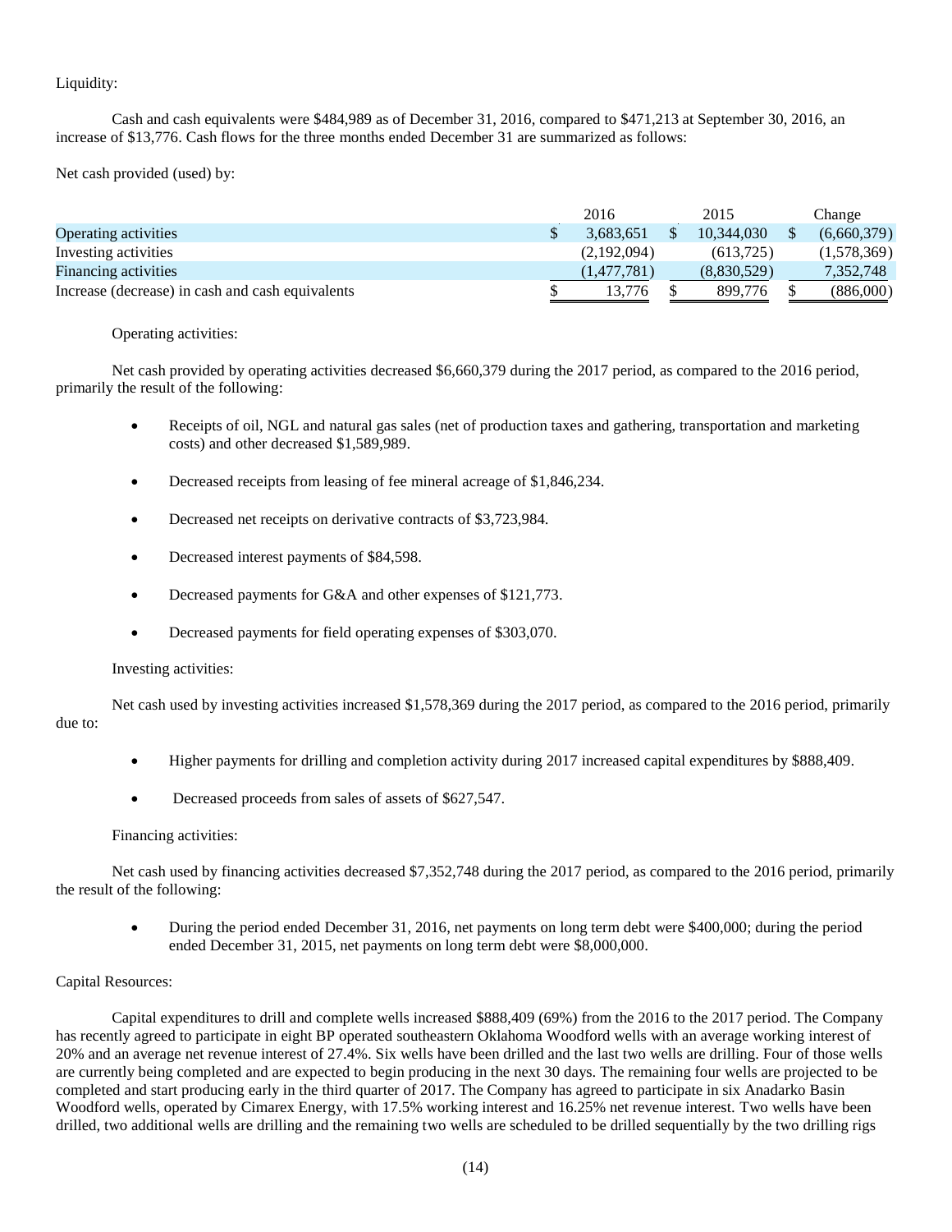Liquidity:

Cash and cash equivalents were $484,989 as of December 31, 2016, compared to $471,213 at September 30, 2016, an increase of $13,776. Cash flows for the three months ended December 31 are summarized as follows:

Net cash provided (used) by:

| | 2016 | 2015 | Change |
|---|---|---|---|
| Operating activities | $ 3,683,651 | $ 10,344,030 | $ (6,660,379) |
| Investing activities | (2,192,094) | (613,725) | (1,578,369) |
| Financing activities | (1,477,781) | (8,830,529) | 7,352,748 |
| Increase (decrease) in cash and cash equivalents | $ 13,776 | $ 899,776 | $ (886,000) |

Operating activities:

Net cash provided by operating activities decreased $6,660,379 during the 2017 period, as compared to the 2016 period, primarily the result of the following:

- Receipts of oil, NGL and natural gas sales (net of production taxes and gathering, transportation and marketing costs) and other decreased $1,589,989.
- Decreased receipts from leasing of fee mineral acreage of $1,846,234.
- Decreased net receipts on derivative contracts of $3,723,984.
- Decreased interest payments of $84,598.
- Decreased payments for G&A and other expenses of $121,773.
- Decreased payments for field operating expenses of $303,070.

Investing activities:

Net cash used by investing activities increased $1,578,369 during the 2017 period, as compared to the 2016 period, primarily due to:

- Higher payments for drilling and completion activity during 2017 increased capital expenditures by $888,409.
- Decreased proceeds from sales of assets of $627,547.

Financing activities:

Net cash used by financing activities decreased $7,352,748 during the 2017 period, as compared to the 2016 period, primarily the result of the following:

- During the period ended December 31, 2016, net payments on long term debt were $400,000; during the period ended December 31, 2015, net payments on long term debt were $8,000,000.

Capital Resources:

Capital expenditures to drill and complete wells increased $888,409 (69%) from the 2016 to the 2017 period. The Company has recently agreed to participate in eight BP operated southeastern Oklahoma Woodford wells with an average working interest of 20% and an average net revenue interest of 27.4%. Six wells have been drilled and the last two wells are drilling. Four of those wells are currently being completed and are expected to begin producing in the next 30 days. The remaining four wells are projected to be completed and start producing early in the third quarter of 2017. The Company has agreed to participate in six Anadarko Basin Woodford wells, operated by Cimarex Energy, with 17.5% working interest and 16.25% net revenue interest. Two wells have been drilled, two additional wells are drilling and the remaining two wells are scheduled to be drilled sequentially by the two drilling rigs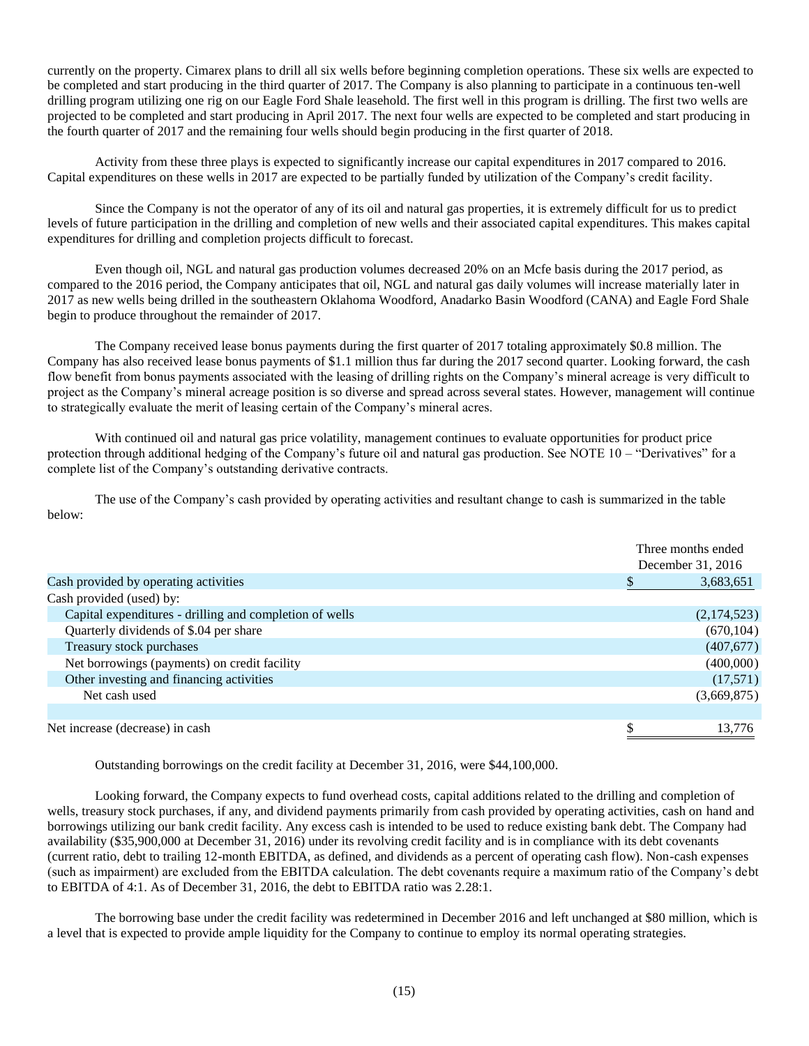currently on the property. Cimarex plans to drill all six wells before beginning completion operations. These six wells are expected to be completed and start producing in the third quarter of 2017. The Company is also planning to participate in a continuous ten-well drilling program utilizing one rig on our Eagle Ford Shale leasehold. The first well in this program is drilling. The first two wells are projected to be completed and start producing in April 2017. The next four wells are expected to be completed and start producing in the fourth quarter of 2017 and the remaining four wells should begin producing in the first quarter of 2018.

Activity from these three plays is expected to significantly increase our capital expenditures in 2017 compared to 2016. Capital expenditures on these wells in 2017 are expected to be partially funded by utilization of the Company's credit facility.

Since the Company is not the operator of any of its oil and natural gas properties, it is extremely difficult for us to predict levels of future participation in the drilling and completion of new wells and their associated capital expenditures. This makes capital expenditures for drilling and completion projects difficult to forecast.

Even though oil, NGL and natural gas production volumes decreased 20% on an Mcfe basis during the 2017 period, as compared to the 2016 period, the Company anticipates that oil, NGL and natural gas daily volumes will increase materially later in 2017 as new wells being drilled in the southeastern Oklahoma Woodford, Anadarko Basin Woodford (CANA) and Eagle Ford Shale begin to produce throughout the remainder of 2017.

The Company received lease bonus payments during the first quarter of 2017 totaling approximately $0.8 million. The Company has also received lease bonus payments of $1.1 million thus far during the 2017 second quarter. Looking forward, the cash flow benefit from bonus payments associated with the leasing of drilling rights on the Company's mineral acreage is very difficult to project as the Company's mineral acreage position is so diverse and spread across several states. However, management will continue to strategically evaluate the merit of leasing certain of the Company's mineral acres.

With continued oil and natural gas price volatility, management continues to evaluate opportunities for product price protection through additional hedging of the Company's future oil and natural gas production. See NOTE 10 – "Derivatives" for a complete list of the Company's outstanding derivative contracts.

The use of the Company's cash provided by operating activities and resultant change to cash is summarized in the table below:

| | Three months ended December 31, 2016 |
|---|---|
| Cash provided by operating activities | $ 3,683,651 |
| Cash provided (used) by: | |
| Capital expenditures - drilling and completion of wells | (2,174,523) |
| Quarterly dividends of $.04 per share | (670,104) |
| Treasury stock purchases | (407,677) |
| Net borrowings (payments) on credit facility | (400,000) |
| Other investing and financing activities | (17,571) |
| Net cash used | (3,669,875) |
| | |
| Net increase (decrease) in cash | $ 13,776 |

Outstanding borrowings on the credit facility at December 31, 2016, were $44,100,000.

Looking forward, the Company expects to fund overhead costs, capital additions related to the drilling and completion of wells, treasury stock purchases, if any, and dividend payments primarily from cash provided by operating activities, cash on hand and borrowings utilizing our bank credit facility. Any excess cash is intended to be used to reduce existing bank debt. The Company had availability ($35,900,000 at December 31, 2016) under its revolving credit facility and is in compliance with its debt covenants (current ratio, debt to trailing 12-month EBITDA, as defined, and dividends as a percent of operating cash flow). Non-cash expenses (such as impairment) are excluded from the EBITDA calculation. The debt covenants require a maximum ratio of the Company's debt to EBITDA of 4:1. As of December 31, 2016, the debt to EBITDA ratio was 2.28:1.

The borrowing base under the credit facility was redetermined in December 2016 and left unchanged at $80 million, which is a level that is expected to provide ample liquidity for the Company to continue to employ its normal operating strategies.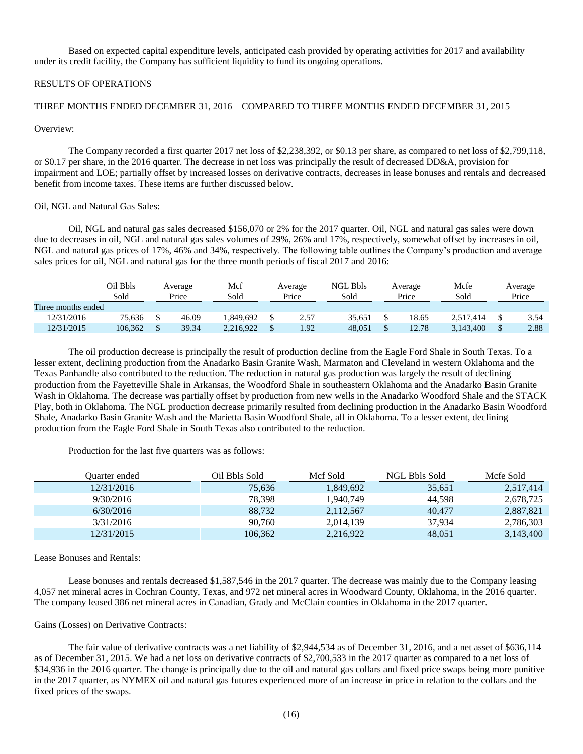Based on expected capital expenditure levels, anticipated cash provided by operating activities for 2017 and availability under its credit facility, the Company has sufficient liquidity to fund its ongoing operations.

RESULTS OF OPERATIONS

THREE MONTHS ENDED DECEMBER 31, 2016 – COMPARED TO THREE MONTHS ENDED DECEMBER 31, 2015

Overview:

The Company recorded a first quarter 2017 net loss of $2,238,392, or $0.13 per share, as compared to net loss of $2,799,118, or $0.17 per share, in the 2016 quarter. The decrease in net loss was principally the result of decreased DD&A, provision for impairment and LOE; partially offset by increased losses on derivative contracts, decreases in lease bonuses and rentals and decreased benefit from income taxes. These items are further discussed below.

Oil, NGL and Natural Gas Sales:

Oil, NGL and natural gas sales decreased $156,070 or 2% for the 2017 quarter. Oil, NGL and natural gas sales were down due to decreases in oil, NGL and natural gas sales volumes of 29%, 26% and 17%, respectively, somewhat offset by increases in oil, NGL and natural gas prices of 17%, 46% and 34%, respectively. The following table outlines the Company's production and average sales prices for oil, NGL and natural gas for the three month periods of fiscal 2017 and 2016:

| | Oil Bbls Sold | Average Price | Mcf Sold | Average Price | NGL Bbls Sold | Average Price | Mcfe Sold | Average Price |
|---|---|---|---|---|---|---|---|---|
| Three months ended | | | | | | | | |
| 12/31/2016 | 75,636 | $ 46.09 | 1,849,692 | $ 2.57 | 35,651 | $ 18.65 | 2,517,414 | $ 3.54 |
| 12/31/2015 | 106,362 | $ 39.34 | 2,216,922 | $ 1.92 | 48,051 | $ 12.78 | 3,143,400 | $ 2.88 |

The oil production decrease is principally the result of production decline from the Eagle Ford Shale in South Texas. To a lesser extent, declining production from the Anadarko Basin Granite Wash, Marmaton and Cleveland in western Oklahoma and the Texas Panhandle also contributed to the reduction. The reduction in natural gas production was largely the result of declining production from the Fayetteville Shale in Arkansas, the Woodford Shale in southeastern Oklahoma and the Anadarko Basin Granite Wash in Oklahoma. The decrease was partially offset by production from new wells in the Anadarko Woodford Shale and the STACK Play, both in Oklahoma. The NGL production decrease primarily resulted from declining production in the Anadarko Basin Woodford Shale, Anadarko Basin Granite Wash and the Marietta Basin Woodford Shale, all in Oklahoma. To a lesser extent, declining production from the Eagle Ford Shale in South Texas also contributed to the reduction.

Production for the last five quarters was as follows:

| Quarter ended | Oil Bbls Sold | Mcf Sold | NGL Bbls Sold | Mcfe Sold |
|---|---|---|---|---|
| 12/31/2016 | 75,636 | 1,849,692 | 35,651 | 2,517,414 |
| 9/30/2016 | 78,398 | 1,940,749 | 44,598 | 2,678,725 |
| 6/30/2016 | 88,732 | 2,112,567 | 40,477 | 2,887,821 |
| 3/31/2016 | 90,760 | 2,014,139 | 37,934 | 2,786,303 |
| 12/31/2015 | 106,362 | 2,216,922 | 48,051 | 3,143,400 |

Lease Bonuses and Rentals:

Lease bonuses and rentals decreased $1,587,546 in the 2017 quarter. The decrease was mainly due to the Company leasing 4,057 net mineral acres in Cochran County, Texas, and 972 net mineral acres in Woodward County, Oklahoma, in the 2016 quarter. The company leased 386 net mineral acres in Canadian, Grady and McClain counties in Oklahoma in the 2017 quarter.

Gains (Losses) on Derivative Contracts:

The fair value of derivative contracts was a net liability of $2,944,534 as of December 31, 2016, and a net asset of $636,114 as of December 31, 2015. We had a net loss on derivative contracts of $2,700,533 in the 2017 quarter as compared to a net loss of $34,936 in the 2016 quarter. The change is principally due to the oil and natural gas collars and fixed price swaps being more punitive in the 2017 quarter, as NYMEX oil and natural gas futures experienced more of an increase in price in relation to the collars and the fixed prices of the swaps.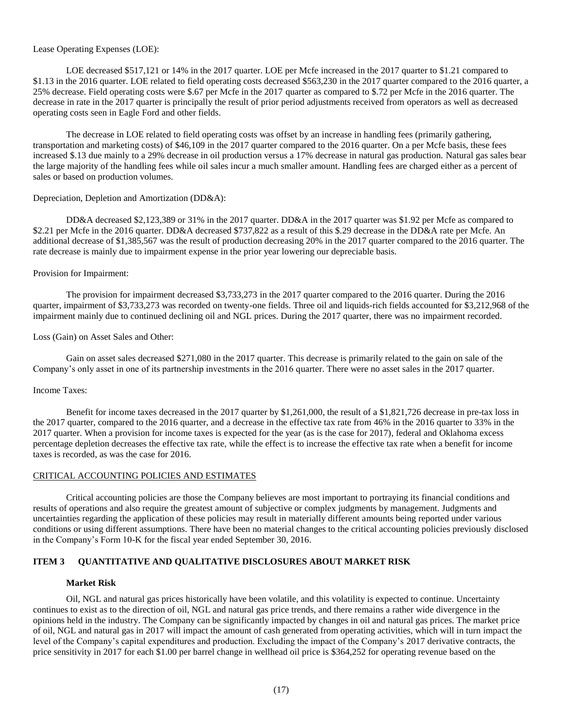Lease Operating Expenses (LOE):

LOE decreased $517,121 or 14% in the 2017 quarter. LOE per Mcfe increased in the 2017 quarter to $1.21 compared to $1.13 in the 2016 quarter. LOE related to field operating costs decreased $563,230 in the 2017 quarter compared to the 2016 quarter, a 25% decrease. Field operating costs were $.67 per Mcfe in the 2017 quarter as compared to $.72 per Mcfe in the 2016 quarter. The decrease in rate in the 2017 quarter is principally the result of prior period adjustments received from operators as well as decreased operating costs seen in Eagle Ford and other fields.

The decrease in LOE related to field operating costs was offset by an increase in handling fees (primarily gathering, transportation and marketing costs) of $46,109 in the 2017 quarter compared to the 2016 quarter. On a per Mcfe basis, these fees increased $.13 due mainly to a 29% decrease in oil production versus a 17% decrease in natural gas production. Natural gas sales bear the large majority of the handling fees while oil sales incur a much smaller amount. Handling fees are charged either as a percent of sales or based on production volumes.

Depreciation, Depletion and Amortization (DD&A):

DD&A decreased $2,123,389 or 31% in the 2017 quarter. DD&A in the 2017 quarter was $1.92 per Mcfe as compared to $2.21 per Mcfe in the 2016 quarter. DD&A decreased $737,822 as a result of this $.29 decrease in the DD&A rate per Mcfe. An additional decrease of $1,385,567 was the result of production decreasing 20% in the 2017 quarter compared to the 2016 quarter. The rate decrease is mainly due to impairment expense in the prior year lowering our depreciable basis.

Provision for Impairment:

The provision for impairment decreased $3,733,273 in the 2017 quarter compared to the 2016 quarter. During the 2016 quarter, impairment of $3,733,273 was recorded on twenty-one fields. Three oil and liquids-rich fields accounted for $3,212,968 of the impairment mainly due to continued declining oil and NGL prices. During the 2017 quarter, there was no impairment recorded.

Loss (Gain) on Asset Sales and Other:

Gain on asset sales decreased $271,080 in the 2017 quarter. This decrease is primarily related to the gain on sale of the Company's only asset in one of its partnership investments in the 2016 quarter. There were no asset sales in the 2017 quarter.

Income Taxes:

Benefit for income taxes decreased in the 2017 quarter by $1,261,000, the result of a $1,821,726 decrease in pre-tax loss in the 2017 quarter, compared to the 2016 quarter, and a decrease in the effective tax rate from 46% in the 2016 quarter to 33% in the 2017 quarter. When a provision for income taxes is expected for the year (as is the case for 2017), federal and Oklahoma excess percentage depletion decreases the effective tax rate, while the effect is to increase the effective tax rate when a benefit for income taxes is recorded, as was the case for 2016.

CRITICAL ACCOUNTING POLICIES AND ESTIMATES

Critical accounting policies are those the Company believes are most important to portraying its financial conditions and results of operations and also require the greatest amount of subjective or complex judgments by management. Judgments and uncertainties regarding the application of these policies may result in materially different amounts being reported under various conditions or using different assumptions. There have been no material changes to the critical accounting policies previously disclosed in the Company's Form 10-K for the fiscal year ended September 30, 2016.

## ITEM 3 QUANTITATIVE AND QUALITATIVE DISCLOSURES ABOUT MARKET RISK

### Market Risk

Oil, NGL and natural gas prices historically have been volatile, and this volatility is expected to continue. Uncertainty continues to exist as to the direction of oil, NGL and natural gas price trends, and there remains a rather wide divergence in the opinions held in the industry. The Company can be significantly impacted by changes in oil and natural gas prices. The market price of oil, NGL and natural gas in 2017 will impact the amount of cash generated from operating activities, which will in turn impact the level of the Company's capital expenditures and production. Excluding the impact of the Company's 2017 derivative contracts, the price sensitivity in 2017 for each $1.00 per barrel change in wellhead oil price is $364,252 for operating revenue based on the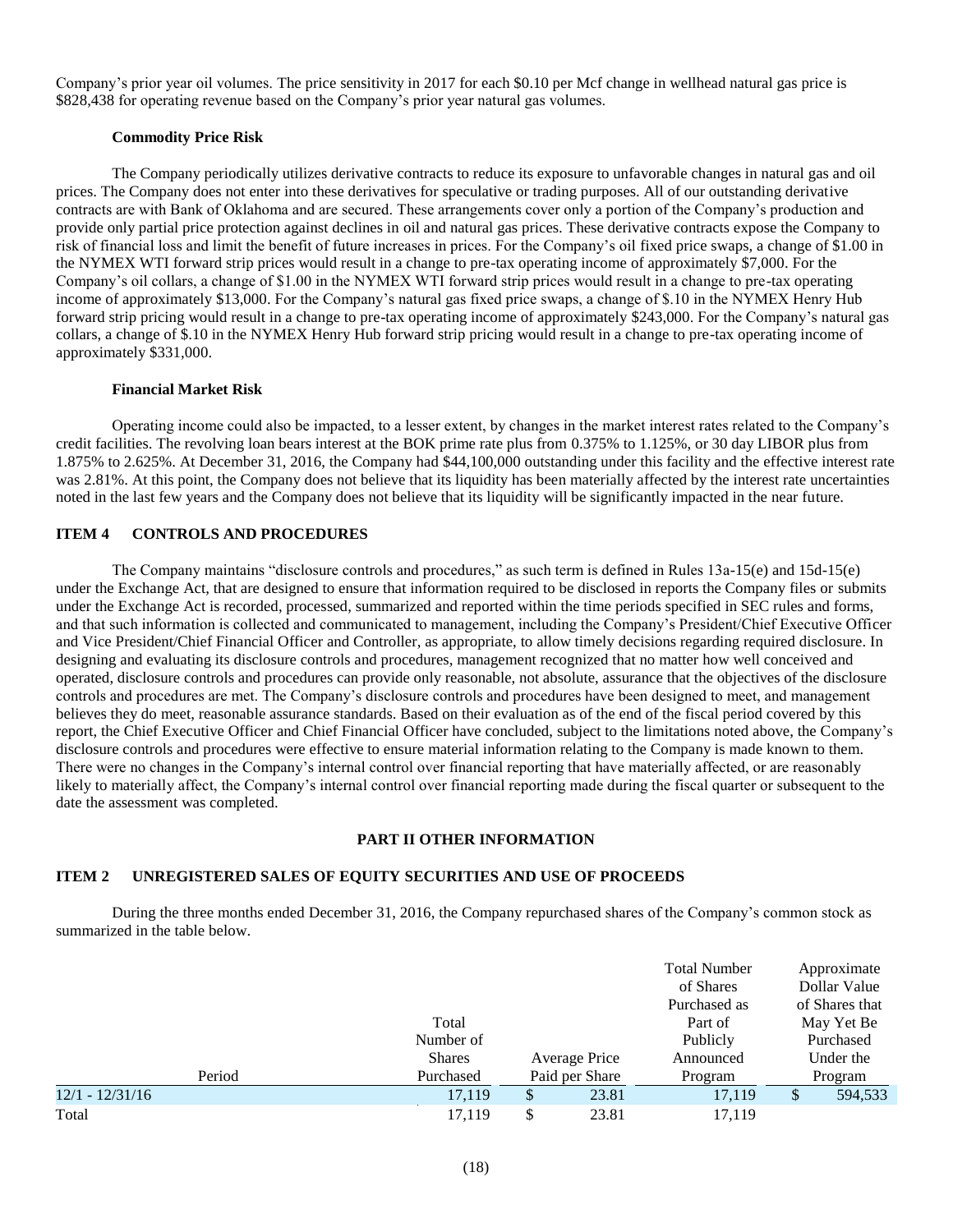Company's prior year oil volumes. The price sensitivity in 2017 for each $0.10 per Mcf change in wellhead natural gas price is $828,438 for operating revenue based on the Company's prior year natural gas volumes.

**Commodity Price Risk**

The Company periodically utilizes derivative contracts to reduce its exposure to unfavorable changes in natural gas and oil prices. The Company does not enter into these derivatives for speculative or trading purposes. All of our outstanding derivative contracts are with Bank of Oklahoma and are secured. These arrangements cover only a portion of the Company's production and provide only partial price protection against declines in oil and natural gas prices. These derivative contracts expose the Company to risk of financial loss and limit the benefit of future increases in prices. For the Company's oil fixed price swaps, a change of $1.00 in the NYMEX WTI forward strip prices would result in a change to pre-tax operating income of approximately $7,000. For the Company's oil collars, a change of $1.00 in the NYMEX WTI forward strip prices would result in a change to pre-tax operating income of approximately $13,000. For the Company's natural gas fixed price swaps, a change of $.10 in the NYMEX Henry Hub forward strip pricing would result in a change to pre-tax operating income of approximately $243,000. For the Company's natural gas collars, a change of $.10 in the NYMEX Henry Hub forward strip pricing would result in a change to pre-tax operating income of approximately $331,000.

**Financial Market Risk**

Operating income could also be impacted, to a lesser extent, by changes in the market interest rates related to the Company's credit facilities. The revolving loan bears interest at the BOK prime rate plus from 0.375% to 1.125%, or 30 day LIBOR plus from 1.875% to 2.625%. At December 31, 2016, the Company had $44,100,000 outstanding under this facility and the effective interest rate was 2.81%. At this point, the Company does not believe that its liquidity has been materially affected by the interest rate uncertainties noted in the last few years and the Company does not believe that its liquidity will be significantly impacted in the near future.

## ITEM 4 CONTROLS AND PROCEDURES

The Company maintains "disclosure controls and procedures," as such term is defined in Rules 13a-15(e) and 15d-15(e) under the Exchange Act, that are designed to ensure that information required to be disclosed in reports the Company files or submits under the Exchange Act is recorded, processed, summarized and reported within the time periods specified in SEC rules and forms, and that such information is collected and communicated to management, including the Company's President/Chief Executive Officer and Vice President/Chief Financial Officer and Controller, as appropriate, to allow timely decisions regarding required disclosure. In designing and evaluating its disclosure controls and procedures, management recognized that no matter how well conceived and operated, disclosure controls and procedures can provide only reasonable, not absolute, assurance that the objectives of the disclosure controls and procedures are met. The Company's disclosure controls and procedures have been designed to meet, and management believes they do meet, reasonable assurance standards. Based on their evaluation as of the end of the fiscal period covered by this report, the Chief Executive Officer and Chief Financial Officer have concluded, subject to the limitations noted above, the Company's disclosure controls and procedures were effective to ensure material information relating to the Company is made known to them. There were no changes in the Company's internal control over financial reporting that have materially affected, or are reasonably likely to materially affect, the Company's internal control over financial reporting made during the fiscal quarter or subsequent to the date the assessment was completed.

## PART II OTHER INFORMATION

## ITEM 2 UNREGISTERED SALES OF EQUITY SECURITIES AND USE OF PROCEEDS

During the three months ended December 31, 2016, the Company repurchased shares of the Company's common stock as summarized in the table below.

| Period | Total Number of Shares Purchased | Average Price Paid per Share | Total Number of Shares Purchased as Part of Publicly Announced Program | Approximate Dollar Value of Shares that May Yet Be Purchased Under the Program |
|---|---|---|---|---|
| 12/1 - 12/31/16 | 17,119 | $ 23.81 | 17,119 | $ 594,533 |
| Total | 17,119 | $ 23.81 | 17,119 | |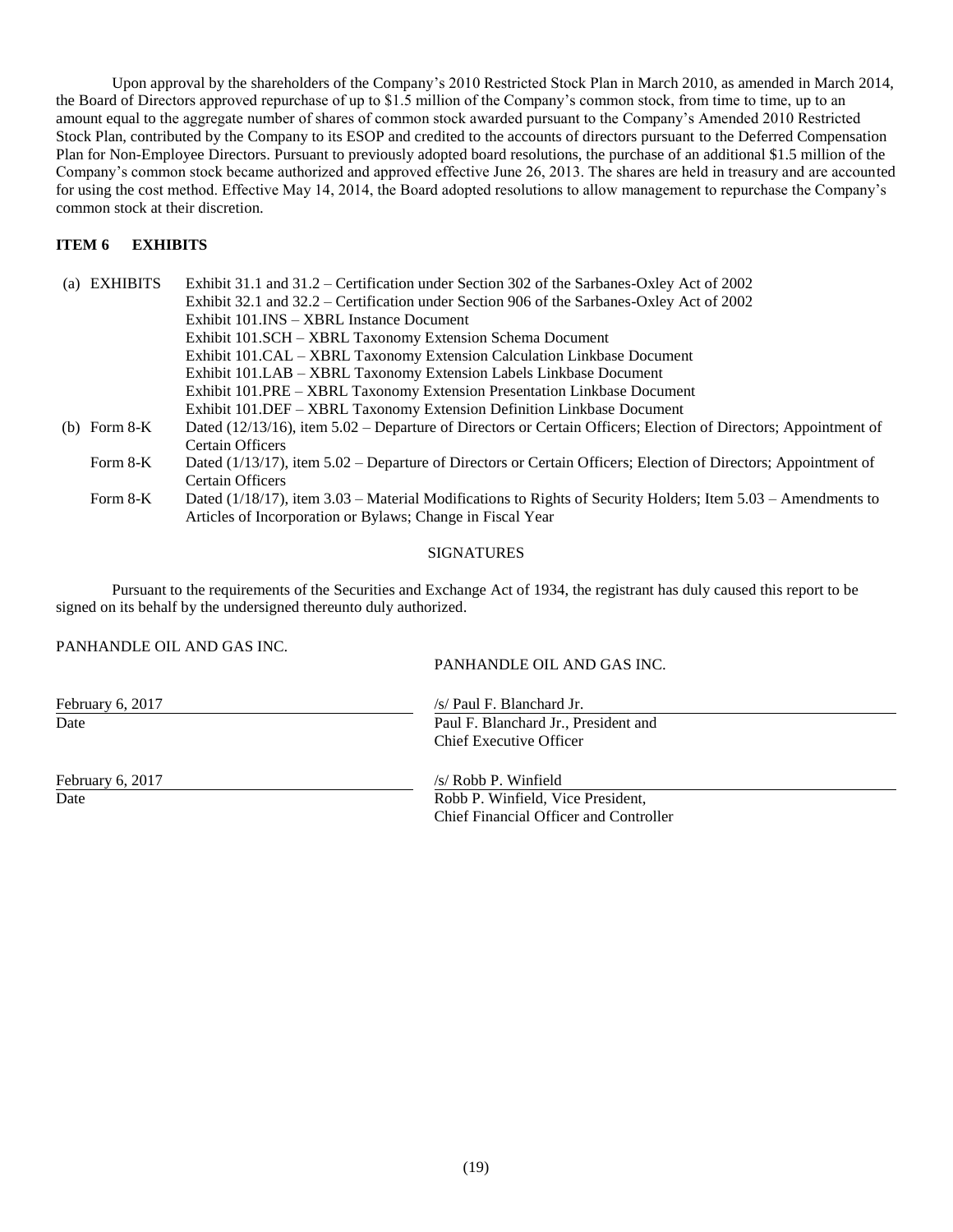Upon approval by the shareholders of the Company's 2010 Restricted Stock Plan in March 2010, as amended in March 2014, the Board of Directors approved repurchase of up to $1.5 million of the Company's common stock, from time to time, up to an amount equal to the aggregate number of shares of common stock awarded pursuant to the Company's Amended 2010 Restricted Stock Plan, contributed by the Company to its ESOP and credited to the accounts of directors pursuant to the Deferred Compensation Plan for Non-Employee Directors. Pursuant to previously adopted board resolutions, the purchase of an additional $1.5 million of the Company's common stock became authorized and approved effective June 26, 2013. The shares are held in treasury and are accounted for using the cost method. Effective May 14, 2014, the Board adopted resolutions to allow management to repurchase the Company's common stock at their discretion.

## ITEM 6 EXHIBITS

| | |
|---|---|
| (a) EXHIBITS | Exhibit 31.1 and 31.2 – Certification under Section 302 of the Sarbanes-Oxley Act of 2002 |
| | Exhibit 32.1 and 32.2 – Certification under Section 906 of the Sarbanes-Oxley Act of 2002 |
| | Exhibit 101.INS – XBRL Instance Document |
| | Exhibit 101.SCH – XBRL Taxonomy Extension Schema Document |
| | Exhibit 101.CAL – XBRL Taxonomy Extension Calculation Linkbase Document |
| | Exhibit 101.LAB – XBRL Taxonomy Extension Labels Linkbase Document |
| | Exhibit 101.PRE – XBRL Taxonomy Extension Presentation Linkbase Document |
| | Exhibit 101.DEF – XBRL Taxonomy Extension Definition Linkbase Document |
| (b) Form 8-K | Dated (12/13/16), item 5.02 – Departure of Directors or Certain Officers; Election of Directors; Appointment of Certain Officers |
| Form 8-K | Dated (1/13/17), item 5.02 – Departure of Directors or Certain Officers; Election of Directors; Appointment of Certain Officers |
| Form 8-K | Dated (1/18/17), item 3.03 – Material Modifications to Rights of Security Holders; Item 5.03 – Amendments to Articles of Incorporation or Bylaws; Change in Fiscal Year |

SIGNATURES

Pursuant to the requirements of the Securities and Exchange Act of 1934, the registrant has duly caused this report to be signed on its behalf by the undersigned thereunto duly authorized.

PANHANDLE OIL AND GAS INC.

PANHANDLE OIL AND GAS INC.

| | |
|---|---|
| February 6, 2017 | /s/ Paul F. Blanchard Jr. |
| Date | Paul F. Blanchard Jr., President and Chief Executive Officer |
| February 6, 2017 | /s/ Robb P. Winfield |
| Date | Robb P. Winfield, Vice President, Chief Financial Officer and Controller |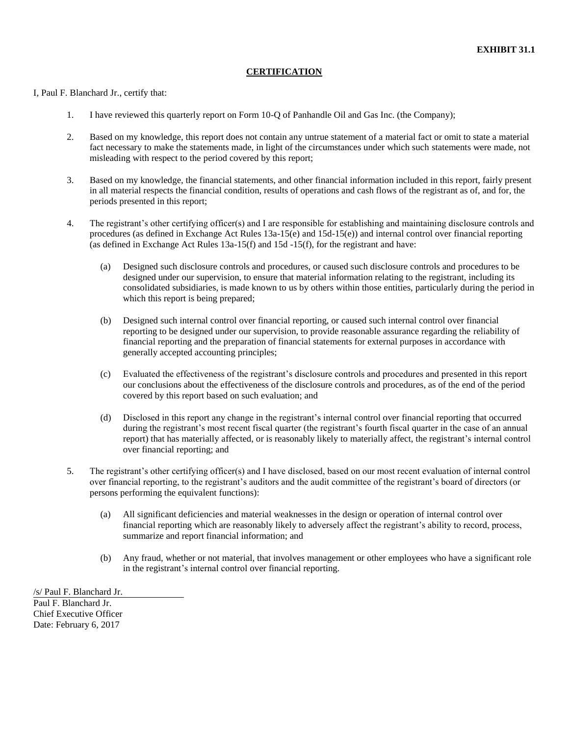**EXHIBIT 31.1**

**CERTIFICATION**

I, Paul F. Blanchard Jr., certify that:

1. I have reviewed this quarterly report on Form 10-Q of Panhandle Oil and Gas Inc. (the Company);

2. Based on my knowledge, this report does not contain any untrue statement of a material fact or omit to state a material fact necessary to make the statements made, in light of the circumstances under which such statements were made, not misleading with respect to the period covered by this report;

3. Based on my knowledge, the financial statements, and other financial information included in this report, fairly present in all material respects the financial condition, results of operations and cash flows of the registrant as of, and for, the periods presented in this report;

4. The registrant's other certifying officer(s) and I are responsible for establishing and maintaining disclosure controls and procedures (as defined in Exchange Act Rules 13a-15(e) and 15d-15(e)) and internal control over financial reporting (as defined in Exchange Act Rules 13a-15(f) and 15d -15(f), for the registrant and have:

   (a) Designed such disclosure controls and procedures, or caused such disclosure controls and procedures to be designed under our supervision, to ensure that material information relating to the registrant, including its consolidated subsidiaries, is made known to us by others within those entities, particularly during the period in which this report is being prepared;

   (b) Designed such internal control over financial reporting, or caused such internal control over financial reporting to be designed under our supervision, to provide reasonable assurance regarding the reliability of financial reporting and the preparation of financial statements for external purposes in accordance with generally accepted accounting principles;

   (c) Evaluated the effectiveness of the registrant's disclosure controls and procedures and presented in this report our conclusions about the effectiveness of the disclosure controls and procedures, as of the end of the period covered by this report based on such evaluation; and

   (d) Disclosed in this report any change in the registrant's internal control over financial reporting that occurred during the registrant's most recent fiscal quarter (the registrant's fourth fiscal quarter in the case of an annual report) that has materially affected, or is reasonably likely to materially affect, the registrant's internal control over financial reporting; and

5. The registrant's other certifying officer(s) and I have disclosed, based on our most recent evaluation of internal control over financial reporting, to the registrant's auditors and the audit committee of the registrant's board of directors (or persons performing the equivalent functions):

   (a) All significant deficiencies and material weaknesses in the design or operation of internal control over financial reporting which are reasonably likely to adversely affect the registrant's ability to record, process, summarize and report financial information; and

   (b) Any fraud, whether or not material, that involves management or other employees who have a significant role in the registrant's internal control over financial reporting.

/s/ Paul F. Blanchard Jr.
Paul F. Blanchard Jr.
Chief Executive Officer
Date: February 6, 2017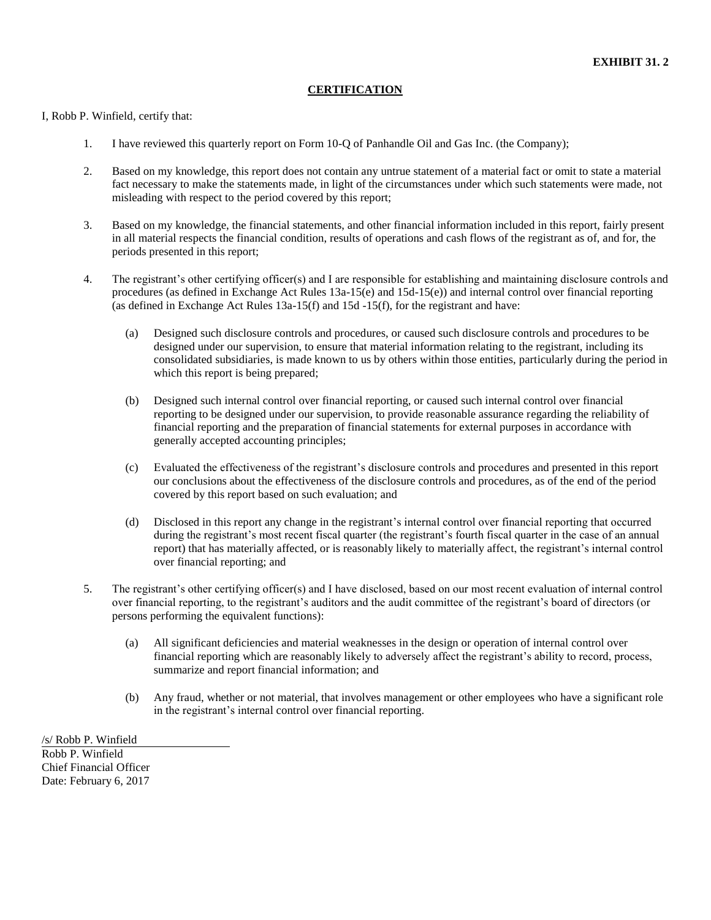**EXHIBIT 31. 2**

**CERTIFICATION**

I, Robb P. Winfield, certify that:

1. I have reviewed this quarterly report on Form 10-Q of Panhandle Oil and Gas Inc. (the Company);

2. Based on my knowledge, this report does not contain any untrue statement of a material fact or omit to state a material fact necessary to make the statements made, in light of the circumstances under which such statements were made, not misleading with respect to the period covered by this report;

3. Based on my knowledge, the financial statements, and other financial information included in this report, fairly present in all material respects the financial condition, results of operations and cash flows of the registrant as of, and for, the periods presented in this report;

4. The registrant's other certifying officer(s) and I are responsible for establishing and maintaining disclosure controls and procedures (as defined in Exchange Act Rules 13a-15(e) and 15d-15(e)) and internal control over financial reporting (as defined in Exchange Act Rules 13a-15(f) and 15d -15(f), for the registrant and have:

   (a) Designed such disclosure controls and procedures, or caused such disclosure controls and procedures to be designed under our supervision, to ensure that material information relating to the registrant, including its consolidated subsidiaries, is made known to us by others within those entities, particularly during the period in which this report is being prepared;

   (b) Designed such internal control over financial reporting, or caused such internal control over financial reporting to be designed under our supervision, to provide reasonable assurance regarding the reliability of financial reporting and the preparation of financial statements for external purposes in accordance with generally accepted accounting principles;

   (c) Evaluated the effectiveness of the registrant's disclosure controls and procedures and presented in this report our conclusions about the effectiveness of the disclosure controls and procedures, as of the end of the period covered by this report based on such evaluation; and

   (d) Disclosed in this report any change in the registrant's internal control over financial reporting that occurred during the registrant's most recent fiscal quarter (the registrant's fourth fiscal quarter in the case of an annual report) that has materially affected, or is reasonably likely to materially affect, the registrant's internal control over financial reporting; and

5. The registrant's other certifying officer(s) and I have disclosed, based on our most recent evaluation of internal control over financial reporting, to the registrant's auditors and the audit committee of the registrant's board of directors (or persons performing the equivalent functions):

   (a) All significant deficiencies and material weaknesses in the design or operation of internal control over financial reporting which are reasonably likely to adversely affect the registrant's ability to record, process, summarize and report financial information; and

   (b) Any fraud, whether or not material, that involves management or other employees who have a significant role in the registrant's internal control over financial reporting.

/s/ Robb P. Winfield

Robb P. Winfield
Chief Financial Officer
Date: February 6, 2017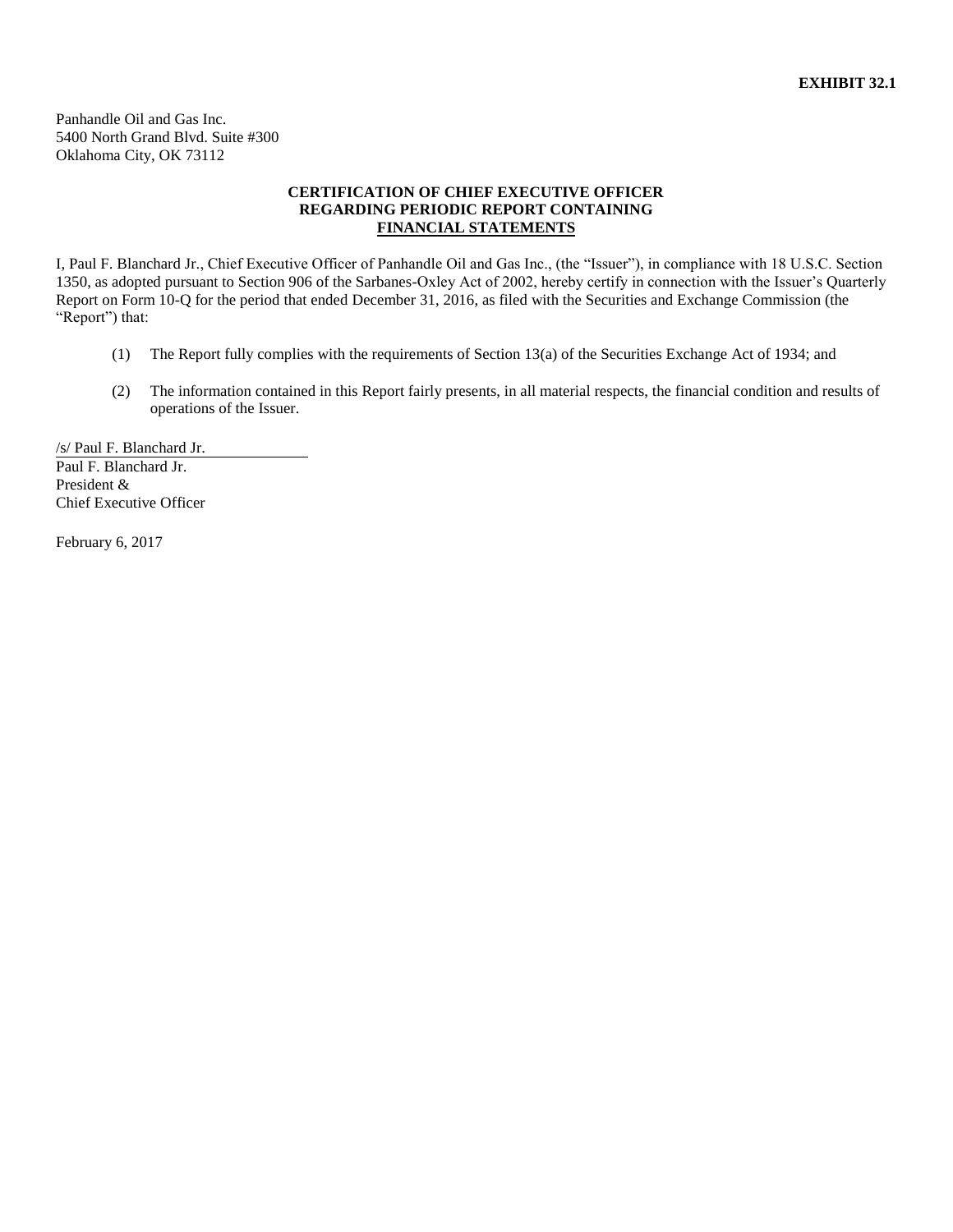**EXHIBIT 32.1**

Panhandle Oil and Gas Inc.
5400 North Grand Blvd. Suite #300
Oklahoma City, OK 73112

**CERTIFICATION OF CHIEF EXECUTIVE OFFICER**
**REGARDING PERIODIC REPORT CONTAINING**
**FINANCIAL STATEMENTS**

I, Paul F. Blanchard Jr., Chief Executive Officer of Panhandle Oil and Gas Inc., (the "Issuer"), in compliance with 18 U.S.C. Section 1350, as adopted pursuant to Section 906 of the Sarbanes-Oxley Act of 2002, hereby certify in connection with the Issuer's Quarterly Report on Form 10-Q for the period that ended December 31, 2016, as filed with the Securities and Exchange Commission (the "Report") that:

(1) The Report fully complies with the requirements of Section 13(a) of the Securities Exchange Act of 1934; and

(2) The information contained in this Report fairly presents, in all material respects, the financial condition and results of operations of the Issuer.

/s/ Paul F. Blanchard Jr.
Paul F. Blanchard Jr.
President &
Chief Executive Officer

February 6, 2017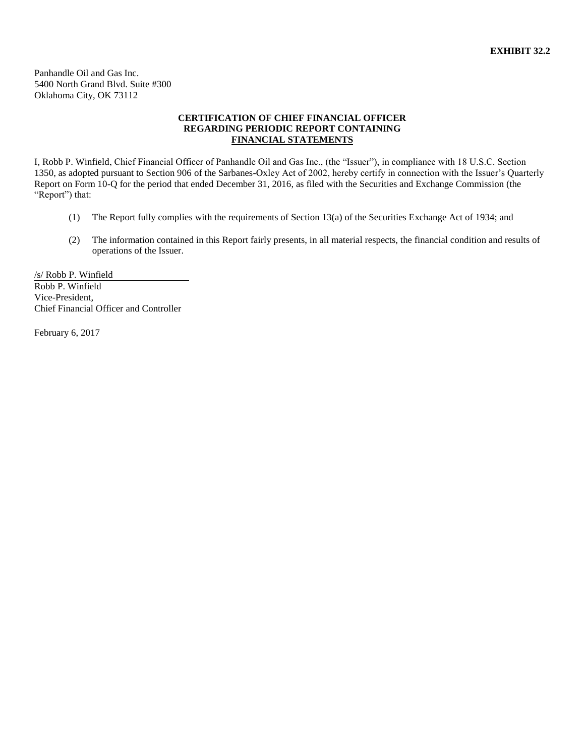**EXHIBIT 32.2**

Panhandle Oil and Gas Inc.
5400 North Grand Blvd. Suite #300
Oklahoma City, OK 73112

**CERTIFICATION OF CHIEF FINANCIAL OFFICER**
**REGARDING PERIODIC REPORT CONTAINING**
**FINANCIAL STATEMENTS**

I, Robb P. Winfield, Chief Financial Officer of Panhandle Oil and Gas Inc., (the "Issuer"), in compliance with 18 U.S.C. Section 1350, as adopted pursuant to Section 906 of the Sarbanes-Oxley Act of 2002, hereby certify in connection with the Issuer's Quarterly Report on Form 10-Q for the period that ended December 31, 2016, as filed with the Securities and Exchange Commission (the "Report") that:

(1) The Report fully complies with the requirements of Section 13(a) of the Securities Exchange Act of 1934; and

(2) The information contained in this Report fairly presents, in all material respects, the financial condition and results of operations of the Issuer.

/s/ Robb P. Winfield
Robb P. Winfield
Vice-President,
Chief Financial Officer and Controller

February 6, 2017